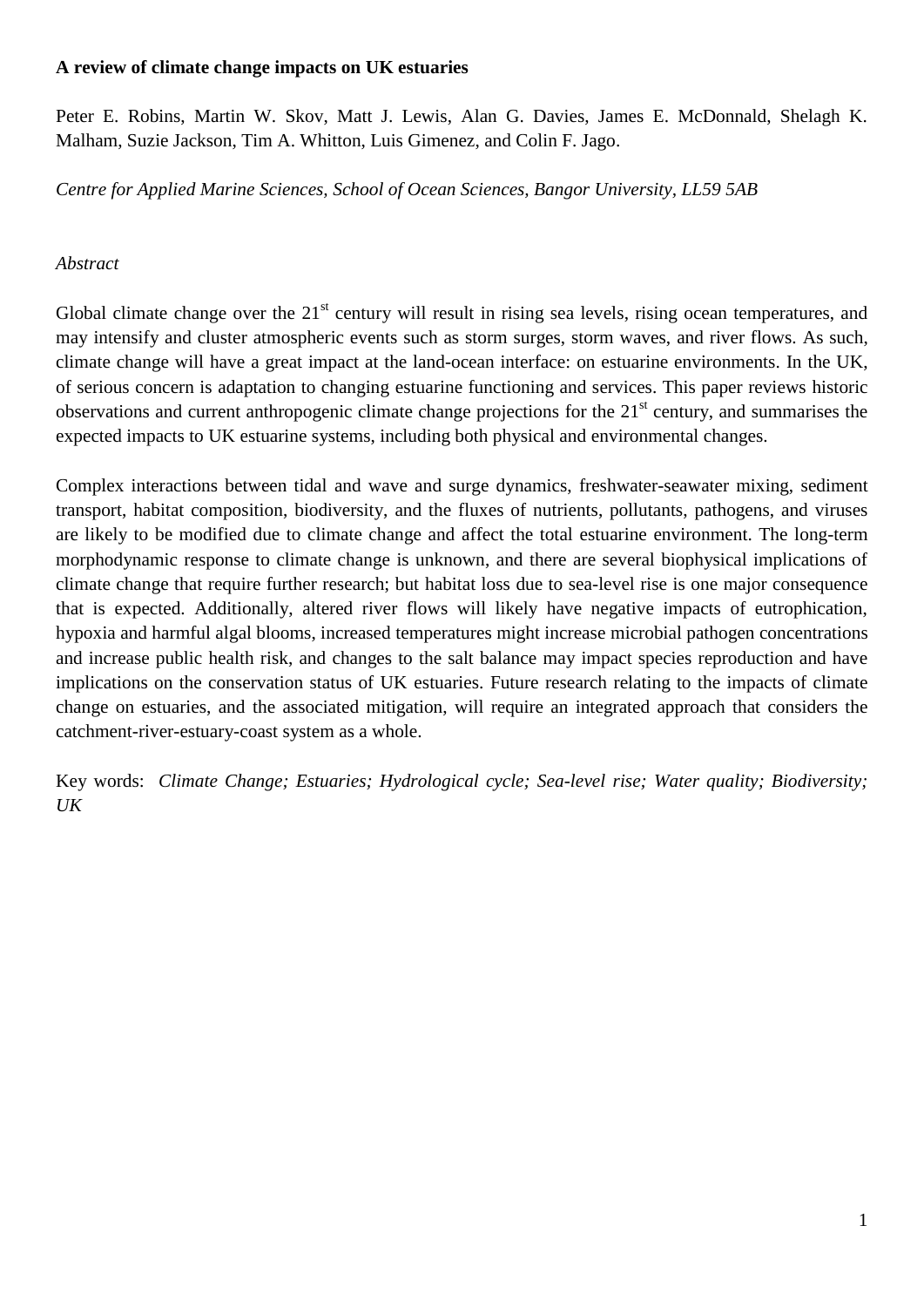# A review of climate change impacts on UK estuaries

Peter E. Robins, Martin W. Skov, Matt J. Lewis, Alan G. Davies, James E. McDonnald, Shelagh K. Malham, Suzie Jackson, Tim A. Whitton, Luis Gimenez, and Colin F. Jago.

*Centre for Applied Marine Sciences, School of Ocean Sciences, Bangor University, LL59 5AB*

*Abstract*

Global climate change over the 21st century will result in rising sea levels, rising ocean temperatures, and may intensify and cluster atmospheric events such as storm surges, storm waves, and river flows. As such, climate change will have a great impact at the land-ocean interface: on estuarine environments. In the UK, of serious concern is adaptation to changing estuarine functioning and services. This paper reviews historic observations and current anthropogenic climate change projections for the 21st century, and summarises the expected impacts to UK estuarine systems, including both physical and environmental changes.

Complex interactions between tidal and wave and surge dynamics, freshwater-seawater mixing, sediment transport, habitat composition, biodiversity, and the fluxes of nutrients, pollutants, pathogens, and viruses are likely to be modified due to climate change and affect the total estuarine environment. The long-term morphodynamic response to climate change is unknown, and there are several biophysical implications of climate change that require further research; but habitat loss due to sea-level rise is one major consequence that is expected. Additionally, altered river flows will likely have negative impacts of eutrophication, hypoxia and harmful algal blooms, increased temperatures might increase microbial pathogen concentrations and increase public health risk, and changes to the salt balance may impact species reproduction and have implications on the conservation status of UK estuaries. Future research relating to the impacts of climate change on estuaries, and the associated mitigation, will require an integrated approach that considers the catchment-river-estuary-coast system as a whole.

Key words: *Climate Change; Estuaries; Hydrological cycle; Sea-level rise; Water quality; Biodiversity; UK*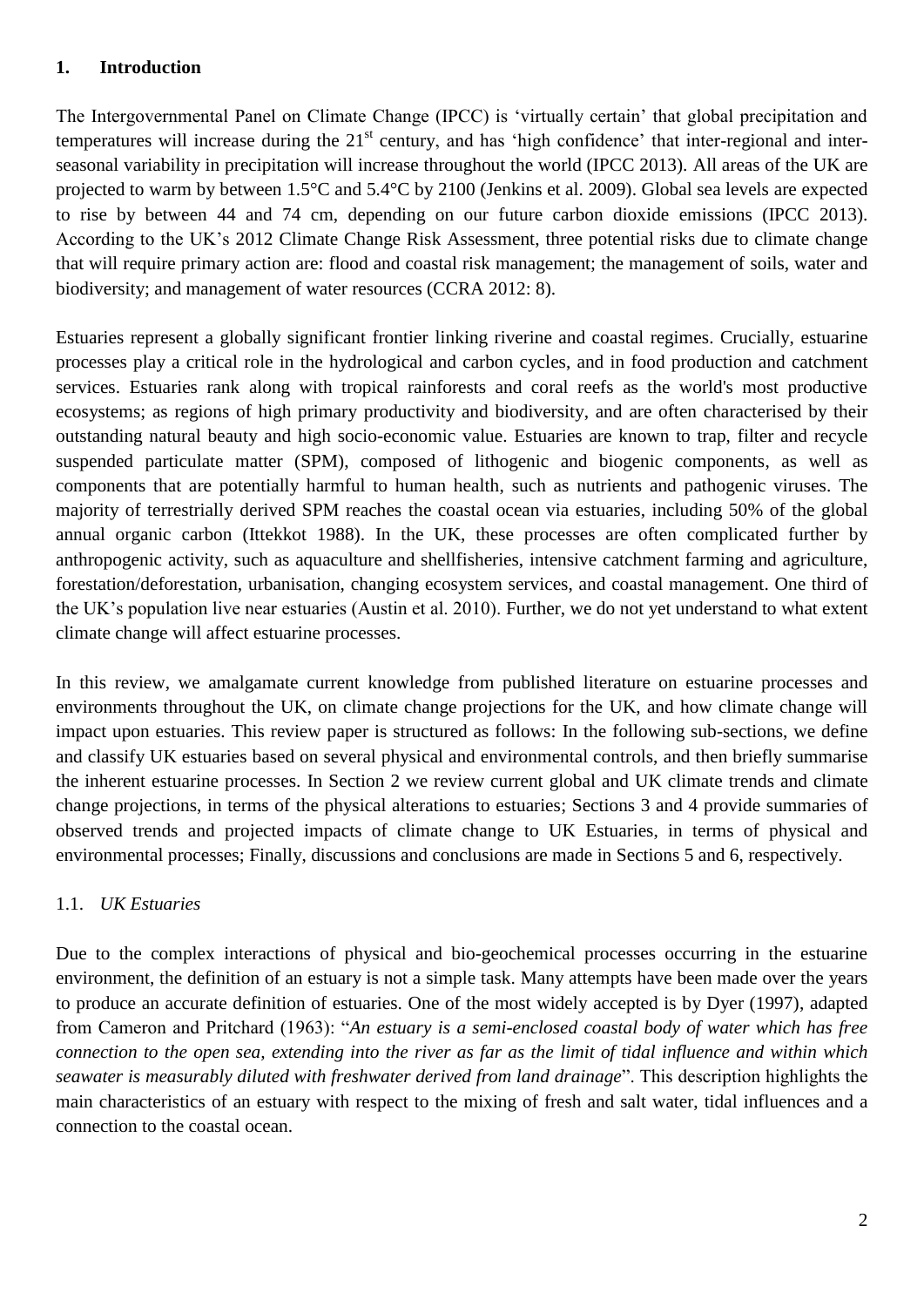## 1. Introduction

The Intergovernmental Panel on Climate Change (IPCC) is 'virtually certain' that global precipitation and temperatures will increase during the 21st century, and has 'high confidence' that inter-regional and inter-seasonal variability in precipitation will increase throughout the world (IPCC 2013). All areas of the UK are projected to warm by between 1.5°C and 5.4°C by 2100 (Jenkins et al. 2009). Global sea levels are expected to rise by between 44 and 74 cm, depending on our future carbon dioxide emissions (IPCC 2013). According to the UK's 2012 Climate Change Risk Assessment, three potential risks due to climate change that will require primary action are: flood and coastal risk management; the management of soils, water and biodiversity; and management of water resources (CCRA 2012: 8).

Estuaries represent a globally significant frontier linking riverine and coastal regimes. Crucially, estuarine processes play a critical role in the hydrological and carbon cycles, and in food production and catchment services. Estuaries rank along with tropical rainforests and coral reefs as the world's most productive ecosystems; as regions of high primary productivity and biodiversity, and are often characterised by their outstanding natural beauty and high socio-economic value. Estuaries are known to trap, filter and recycle suspended particulate matter (SPM), composed of lithogenic and biogenic components, as well as components that are potentially harmful to human health, such as nutrients and pathogenic viruses. The majority of terrestrially derived SPM reaches the coastal ocean via estuaries, including 50% of the global annual organic carbon (Ittekkot 1988). In the UK, these processes are often complicated further by anthropogenic activity, such as aquaculture and shellfisheries, intensive catchment farming and agriculture, forestation/deforestation, urbanisation, changing ecosystem services, and coastal management. One third of the UK's population live near estuaries (Austin et al. 2010). Further, we do not yet understand to what extent climate change will affect estuarine processes.

In this review, we amalgamate current knowledge from published literature on estuarine processes and environments throughout the UK, on climate change projections for the UK, and how climate change will impact upon estuaries. This review paper is structured as follows: In the following sub-sections, we define and classify UK estuaries based on several physical and environmental controls, and then briefly summarise the inherent estuarine processes. In Section 2 we review current global and UK climate trends and climate change projections, in terms of the physical alterations to estuaries; Sections 3 and 4 provide summaries of observed trends and projected impacts of climate change to UK Estuaries, in terms of physical and environmental processes; Finally, discussions and conclusions are made in Sections 5 and 6, respectively.

### 1.1. *UK Estuaries*

Due to the complex interactions of physical and bio-geochemical processes occurring in the estuarine environment, the definition of an estuary is not a simple task. Many attempts have been made over the years to produce an accurate definition of estuaries. One of the most widely accepted is by Dyer (1997), adapted from Cameron and Pritchard (1963): "*An estuary is a semi-enclosed coastal body of water which has free connection to the open sea, extending into the river as far as the limit of tidal influence and within which seawater is measurably diluted with freshwater derived from land drainage*". This description highlights the main characteristics of an estuary with respect to the mixing of fresh and salt water, tidal influences and a connection to the coastal ocean.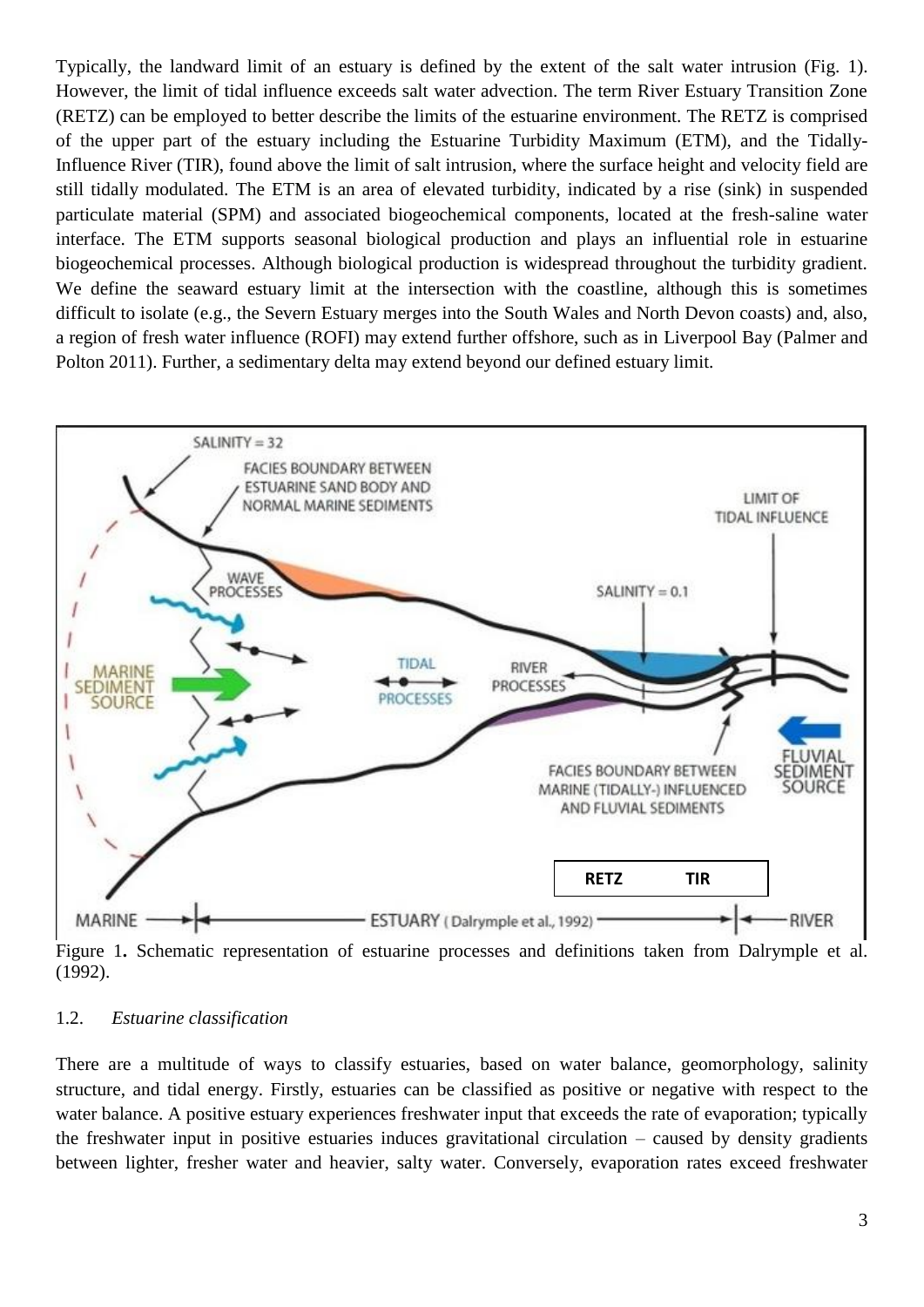Typically, the landward limit of an estuary is defined by the extent of the salt water intrusion (Fig. 1). However, the limit of tidal influence exceeds salt water advection. The term River Estuary Transition Zone (RETZ) can be employed to better describe the limits of the estuarine environment. The RETZ is comprised of the upper part of the estuary including the Estuarine Turbidity Maximum (ETM), and the Tidally-Influence River (TIR), found above the limit of salt intrusion, where the surface height and velocity field are still tidally modulated. The ETM is an area of elevated turbidity, indicated by a rise (sink) in suspended particulate material (SPM) and associated biogeochemical components, located at the fresh-saline water interface. The ETM supports seasonal biological production and plays an influential role in estuarine biogeochemical processes. Although biological production is widespread throughout the turbidity gradient. We define the seaward estuary limit at the intersection with the coastline, although this is sometimes difficult to isolate (e.g., the Severn Estuary merges into the South Wales and North Devon coasts) and, also, a region of fresh water influence (ROFI) may extend further offshore, such as in Liverpool Bay (Palmer and Polton 2011). Further, a sedimentary delta may extend beyond our defined estuary limit.

Figure 1**.** Schematic representation of estuarine processes and definitions taken from Dalrymple et al. (1992).

## 1.2. *Estuarine classification*

There are a multitude of ways to classify estuaries, based on water balance, geomorphology, salinity structure, and tidal energy. Firstly, estuaries can be classified as positive or negative with respect to the water balance. A positive estuary experiences freshwater input that exceeds the rate of evaporation; typically the freshwater input in positive estuaries induces gravitational circulation – caused by density gradients between lighter, fresher water and heavier, salty water. Conversely, evaporation rates exceed freshwater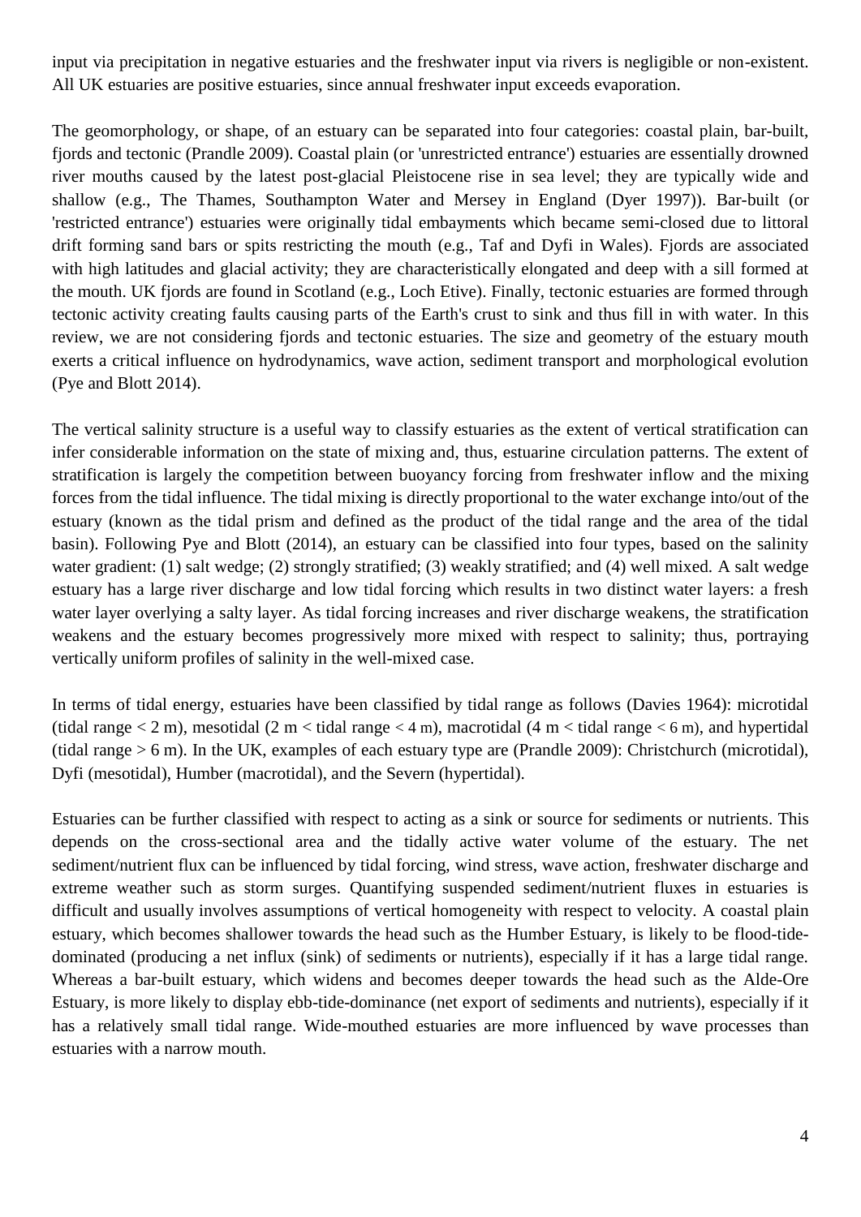input via precipitation in negative estuaries and the freshwater input via rivers is negligible or non-existent. All UK estuaries are positive estuaries, since annual freshwater input exceeds evaporation.

The geomorphology, or shape, of an estuary can be separated into four categories: coastal plain, bar-built, fjords and tectonic (Prandle 2009). Coastal plain (or 'unrestricted entrance') estuaries are essentially drowned river mouths caused by the latest post-glacial Pleistocene rise in sea level; they are typically wide and shallow (e.g., The Thames, Southampton Water and Mersey in England (Dyer 1997)). Bar-built (or 'restricted entrance') estuaries were originally tidal embayments which became semi-closed due to littoral drift forming sand bars or spits restricting the mouth (e.g., Taf and Dyfi in Wales). Fjords are associated with high latitudes and glacial activity; they are characteristically elongated and deep with a sill formed at the mouth. UK fjords are found in Scotland (e.g., Loch Etive). Finally, tectonic estuaries are formed through tectonic activity creating faults causing parts of the Earth's crust to sink and thus fill in with water. In this review, we are not considering fjords and tectonic estuaries. The size and geometry of the estuary mouth exerts a critical influence on hydrodynamics, wave action, sediment transport and morphological evolution (Pye and Blott 2014).

The vertical salinity structure is a useful way to classify estuaries as the extent of vertical stratification can infer considerable information on the state of mixing and, thus, estuarine circulation patterns. The extent of stratification is largely the competition between buoyancy forcing from freshwater inflow and the mixing forces from the tidal influence. The tidal mixing is directly proportional to the water exchange into/out of the estuary (known as the tidal prism and defined as the product of the tidal range and the area of the tidal basin). Following Pye and Blott (2014), an estuary can be classified into four types, based on the salinity water gradient: (1) salt wedge; (2) strongly stratified; (3) weakly stratified; and (4) well mixed. A salt wedge estuary has a large river discharge and low tidal forcing which results in two distinct water layers: a fresh water layer overlying a salty layer. As tidal forcing increases and river discharge weakens, the stratification weakens and the estuary becomes progressively more mixed with respect to salinity; thus, portraying vertically uniform profiles of salinity in the well-mixed case.

In terms of tidal energy, estuaries have been classified by tidal range as follows (Davies 1964): microtidal (tidal range < 2 m), mesotidal (2 m < tidal range < 4 m), macrotidal (4 m < tidal range < 6 m), and hypertidal (tidal range > 6 m). In the UK, examples of each estuary type are (Prandle 2009): Christchurch (microtidal), Dyfi (mesotidal), Humber (macrotidal), and the Severn (hypertidal).

Estuaries can be further classified with respect to acting as a sink or source for sediments or nutrients. This depends on the cross-sectional area and the tidally active water volume of the estuary. The net sediment/nutrient flux can be influenced by tidal forcing, wind stress, wave action, freshwater discharge and extreme weather such as storm surges. Quantifying suspended sediment/nutrient fluxes in estuaries is difficult and usually involves assumptions of vertical homogeneity with respect to velocity. A coastal plain estuary, which becomes shallower towards the head such as the Humber Estuary, is likely to be flood-tide-dominated (producing a net influx (sink) of sediments or nutrients), especially if it has a large tidal range. Whereas a bar-built estuary, which widens and becomes deeper towards the head such as the Alde-Ore Estuary, is more likely to display ebb-tide-dominance (net export of sediments and nutrients), especially if it has a relatively small tidal range. Wide-mouthed estuaries are more influenced by wave processes than estuaries with a narrow mouth.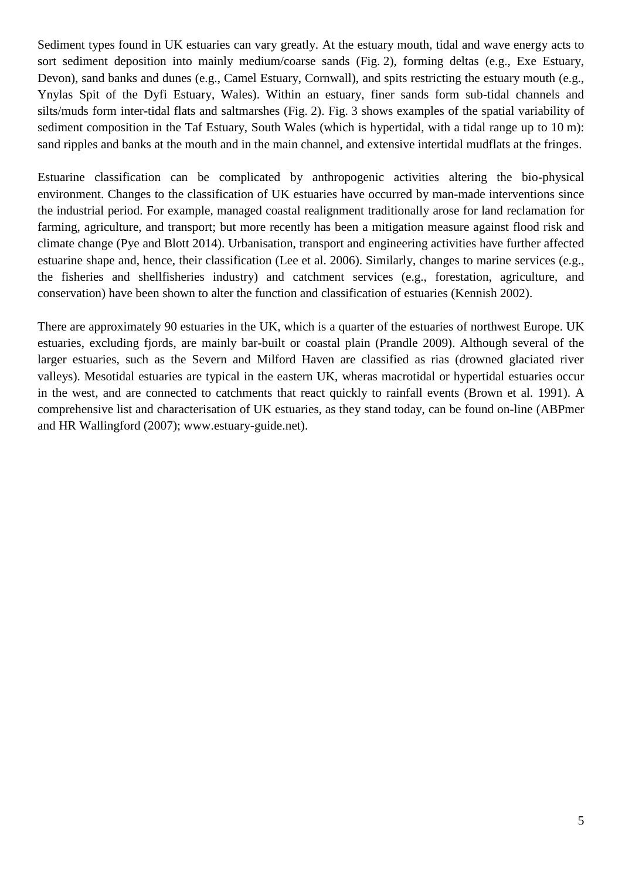Sediment types found in UK estuaries can vary greatly. At the estuary mouth, tidal and wave energy acts to sort sediment deposition into mainly medium/coarse sands (Fig. 2), forming deltas (e.g., Exe Estuary, Devon), sand banks and dunes (e.g., Camel Estuary, Cornwall), and spits restricting the estuary mouth (e.g., Ynylas Spit of the Dyfi Estuary, Wales). Within an estuary, finer sands form sub-tidal channels and silts/muds form inter-tidal flats and saltmarshes (Fig. 2). Fig. 3 shows examples of the spatial variability of sediment composition in the Taf Estuary, South Wales (which is hypertidal, with a tidal range up to 10 m): sand ripples and banks at the mouth and in the main channel, and extensive intertidal mudflats at the fringes.

Estuarine classification can be complicated by anthropogenic activities altering the bio-physical environment. Changes to the classification of UK estuaries have occurred by man-made interventions since the industrial period. For example, managed coastal realignment traditionally arose for land reclamation for farming, agriculture, and transport; but more recently has been a mitigation measure against flood risk and climate change (Pye and Blott 2014). Urbanisation, transport and engineering activities have further affected estuarine shape and, hence, their classification (Lee et al. 2006). Similarly, changes to marine services (e.g., the fisheries and shellfisheries industry) and catchment services (e.g., forestation, agriculture, and conservation) have been shown to alter the function and classification of estuaries (Kennish 2002).

There are approximately 90 estuaries in the UK, which is a quarter of the estuaries of northwest Europe. UK estuaries, excluding fjords, are mainly bar-built or coastal plain (Prandle 2009). Although several of the larger estuaries, such as the Severn and Milford Haven are classified as rias (drowned glaciated river valleys). Mesotidal estuaries are typical in the eastern UK, wheras macrotidal or hypertidal estuaries occur in the west, and are connected to catchments that react quickly to rainfall events (Brown et al. 1991). A comprehensive list and characterisation of UK estuaries, as they stand today, can be found on-line (ABPmer and HR Wallingford (2007); www.estuary-guide.net).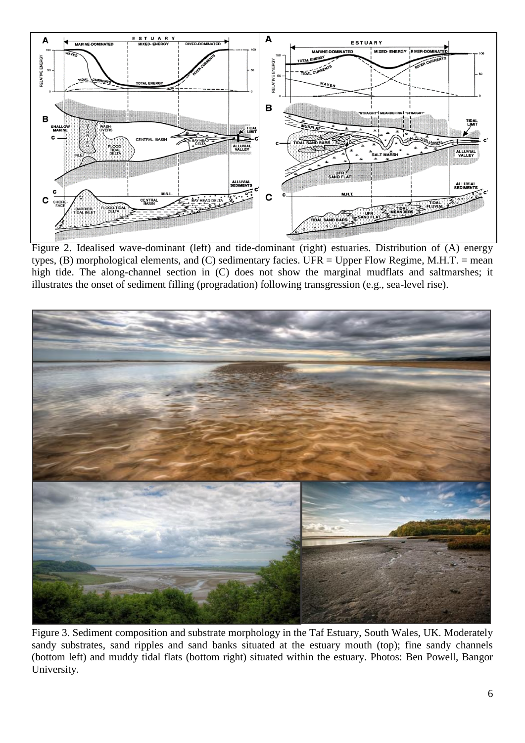Figure 2. Idealised wave-dominant (left) and tide-dominant (right) estuaries. Distribution of (A) energy types, (B) morphological elements, and (C) sedimentary facies. UFR = Upper Flow Regime, M.H.T. = mean high tide. The along-channel section in (C) does not show the marginal mudflats and saltmarshes; it illustrates the onset of sediment filling (progradation) following transgression (e.g., sea-level rise).

Figure 3. Sediment composition and substrate morphology in the Taf Estuary, South Wales, UK. Moderately sandy substrates, sand ripples and sand banks situated at the estuary mouth (top); fine sandy channels (bottom left) and muddy tidal flats (bottom right) situated within the estuary. Photos: Ben Powell, Bangor University.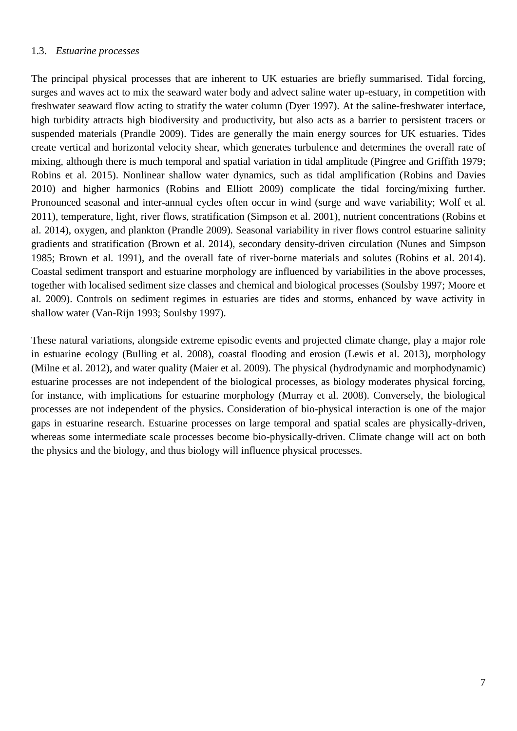### 1.3. *Estuarine processes*

The principal physical processes that are inherent to UK estuaries are briefly summarised. Tidal forcing, surges and waves act to mix the seaward water body and advect saline water up-estuary, in competition with freshwater seaward flow acting to stratify the water column (Dyer 1997). At the saline-freshwater interface, high turbidity attracts high biodiversity and productivity, but also acts as a barrier to persistent tracers or suspended materials (Prandle 2009). Tides are generally the main energy sources for UK estuaries. Tides create vertical and horizontal velocity shear, which generates turbulence and determines the overall rate of mixing, although there is much temporal and spatial variation in tidal amplitude (Pingree and Griffith 1979; Robins et al. 2015). Nonlinear shallow water dynamics, such as tidal amplification (Robins and Davies 2010) and higher harmonics (Robins and Elliott 2009) complicate the tidal forcing/mixing further. Pronounced seasonal and inter-annual cycles often occur in wind (surge and wave variability; Wolf et al. 2011), temperature, light, river flows, stratification (Simpson et al. 2001), nutrient concentrations (Robins et al. 2014), oxygen, and plankton (Prandle 2009). Seasonal variability in river flows control estuarine salinity gradients and stratification (Brown et al. 2014), secondary density-driven circulation (Nunes and Simpson 1985; Brown et al. 1991), and the overall fate of river-borne materials and solutes (Robins et al. 2014). Coastal sediment transport and estuarine morphology are influenced by variabilities in the above processes, together with localised sediment size classes and chemical and biological processes (Soulsby 1997; Moore et al. 2009). Controls on sediment regimes in estuaries are tides and storms, enhanced by wave activity in shallow water (Van-Rijn 1993; Soulsby 1997).

These natural variations, alongside extreme episodic events and projected climate change, play a major role in estuarine ecology (Bulling et al. 2008), coastal flooding and erosion (Lewis et al. 2013), morphology (Milne et al. 2012), and water quality (Maier et al. 2009). The physical (hydrodynamic and morphodynamic) estuarine processes are not independent of the biological processes, as biology moderates physical forcing, for instance, with implications for estuarine morphology (Murray et al. 2008). Conversely, the biological processes are not independent of the physics. Consideration of bio-physical interaction is one of the major gaps in estuarine research. Estuarine processes on large temporal and spatial scales are physically-driven, whereas some intermediate scale processes become bio-physically-driven. Climate change will act on both the physics and the biology, and thus biology will influence physical processes.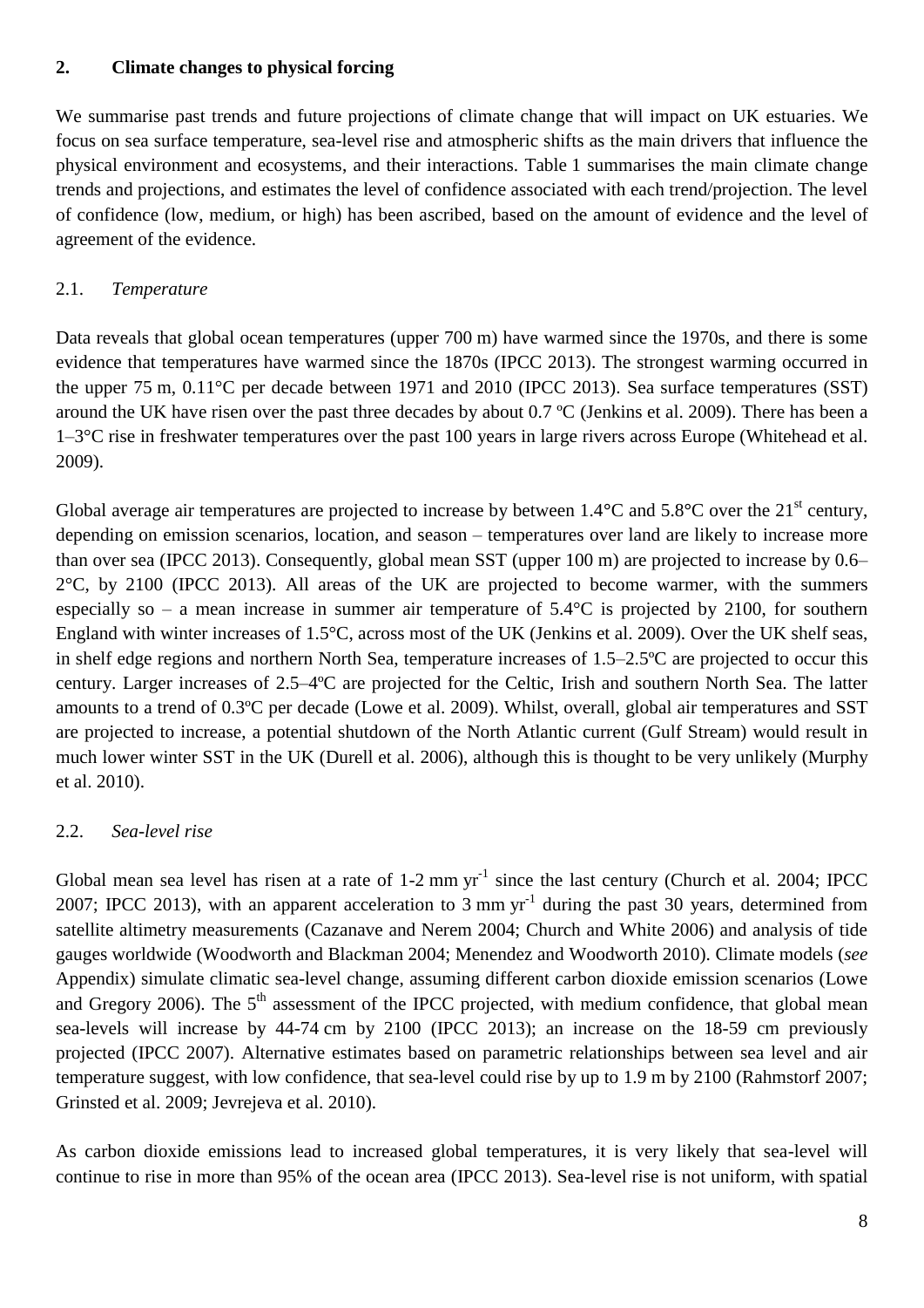## 2. Climate changes to physical forcing

We summarise past trends and future projections of climate change that will impact on UK estuaries. We focus on sea surface temperature, sea-level rise and atmospheric shifts as the main drivers that influence the physical environment and ecosystems, and their interactions. Table 1 summarises the main climate change trends and projections, and estimates the level of confidence associated with each trend/projection. The level of confidence (low, medium, or high) has been ascribed, based on the amount of evidence and the level of agreement of the evidence.

### 2.1. *Temperature*

Data reveals that global ocean temperatures (upper 700 m) have warmed since the 1970s, and there is some evidence that temperatures have warmed since the 1870s (IPCC 2013). The strongest warming occurred in the upper 75 m, 0.11°C per decade between 1971 and 2010 (IPCC 2013). Sea surface temperatures (SST) around the UK have risen over the past three decades by about 0.7 ºC (Jenkins et al. 2009). There has been a 1–3°C rise in freshwater temperatures over the past 100 years in large rivers across Europe (Whitehead et al. 2009).

Global average air temperatures are projected to increase by between 1.4°C and 5.8°C over the 21st century, depending on emission scenarios, location, and season – temperatures over land are likely to increase more than over sea (IPCC 2013). Consequently, global mean SST (upper 100 m) are projected to increase by 0.6–2°C, by 2100 (IPCC 2013). All areas of the UK are projected to become warmer, with the summers especially so – a mean increase in summer air temperature of 5.4°C is projected by 2100, for southern England with winter increases of 1.5°C, across most of the UK (Jenkins et al. 2009). Over the UK shelf seas, in shelf edge regions and northern North Sea, temperature increases of 1.5–2.5ºC are projected to occur this century. Larger increases of 2.5–4ºC are projected for the Celtic, Irish and southern North Sea. The latter amounts to a trend of 0.3ºC per decade (Lowe et al. 2009). Whilst, overall, global air temperatures and SST are projected to increase, a potential shutdown of the North Atlantic current (Gulf Stream) would result in much lower winter SST in the UK (Durell et al. 2006), although this is thought to be very unlikely (Murphy et al. 2010).

### 2.2. *Sea-level rise*

Global mean sea level has risen at a rate of 1-2 mm $yr^{-1}$ since the last century (Church et al. 2004; IPCC 2007; IPCC 2013), with an apparent acceleration to 3 mm $yr^{-1}$ during the past 30 years, determined from satellite altimetry measurements (Cazanave and Nerem 2004; Church and White 2006) and analysis of tide gauges worldwide (Woodworth and Blackman 2004; Menendez and Woodworth 2010). Climate models (*see* Appendix) simulate climatic sea-level change, assuming different carbon dioxide emission scenarios (Lowe and Gregory 2006). The 5th assessment of the IPCC projected, with medium confidence, that global mean sea-levels will increase by 44-74 cm by 2100 (IPCC 2013); an increase on the 18-59 cm previously projected (IPCC 2007). Alternative estimates based on parametric relationships between sea level and air temperature suggest, with low confidence, that sea-level could rise by up to 1.9 m by 2100 (Rahmstorf 2007; Grinsted et al. 2009; Jevrejeva et al. 2010).

As carbon dioxide emissions lead to increased global temperatures, it is very likely that sea-level will continue to rise in more than 95% of the ocean area (IPCC 2013). Sea-level rise is not uniform, with spatial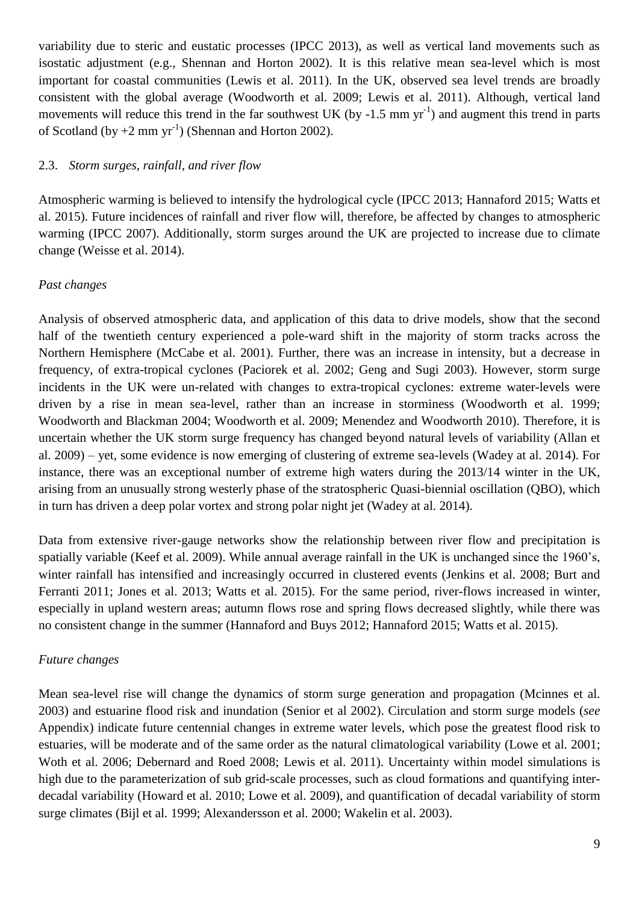variability due to steric and eustatic processes (IPCC 2013), as well as vertical land movements such as isostatic adjustment (e.g., Shennan and Horton 2002). It is this relative mean sea-level which is most important for coastal communities (Lewis et al. 2011). In the UK, observed sea level trends are broadly consistent with the global average (Woodworth et al. 2009; Lewis et al. 2011). Although, vertical land movements will reduce this trend in the far southwest UK (by -1.5 mm $yr^{-1}$) and augment this trend in parts of Scotland (by +2 mm $yr^{-1}$) (Shennan and Horton 2002).

### 2.3. *Storm surges, rainfall, and river flow*

Atmospheric warming is believed to intensify the hydrological cycle (IPCC 2013; Hannaford 2015; Watts et al. 2015). Future incidences of rainfall and river flow will, therefore, be affected by changes to atmospheric warming (IPCC 2007). Additionally, storm surges around the UK are projected to increase due to climate change (Weisse et al. 2014).

*Past changes*

Analysis of observed atmospheric data, and application of this data to drive models, show that the second half of the twentieth century experienced a pole-ward shift in the majority of storm tracks across the Northern Hemisphere (McCabe et al. 2001). Further, there was an increase in intensity, but a decrease in frequency, of extra-tropical cyclones (Paciorek et al. 2002; Geng and Sugi 2003). However, storm surge incidents in the UK were un-related with changes to extra-tropical cyclones: extreme water-levels were driven by a rise in mean sea-level, rather than an increase in storminess (Woodworth et al. 1999; Woodworth and Blackman 2004; Woodworth et al. 2009; Menendez and Woodworth 2010). Therefore, it is uncertain whether the UK storm surge frequency has changed beyond natural levels of variability (Allan et al. 2009) – yet, some evidence is now emerging of clustering of extreme sea-levels (Wadey at al. 2014). For instance, there was an exceptional number of extreme high waters during the 2013/14 winter in the UK, arising from an unusually strong westerly phase of the stratospheric Quasi-biennial oscillation (QBO), which in turn has driven a deep polar vortex and strong polar night jet (Wadey at al. 2014).

Data from extensive river-gauge networks show the relationship between river flow and precipitation is spatially variable (Keef et al. 2009). While annual average rainfall in the UK is unchanged since the 1960's, winter rainfall has intensified and increasingly occurred in clustered events (Jenkins et al. 2008; Burt and Ferranti 2011; Jones et al. 2013; Watts et al. 2015). For the same period, river-flows increased in winter, especially in upland western areas; autumn flows rose and spring flows decreased slightly, while there was no consistent change in the summer (Hannaford and Buys 2012; Hannaford 2015; Watts et al. 2015).

*Future changes*

Mean sea-level rise will change the dynamics of storm surge generation and propagation (Mcinnes et al. 2003) and estuarine flood risk and inundation (Senior et al 2002). Circulation and storm surge models (*see* Appendix) indicate future centennial changes in extreme water levels, which pose the greatest flood risk to estuaries, will be moderate and of the same order as the natural climatological variability (Lowe et al. 2001; Woth et al. 2006; Debernard and Roed 2008; Lewis et al. 2011). Uncertainty within model simulations is high due to the parameterization of sub grid-scale processes, such as cloud formations and quantifying inter-decadal variability (Howard et al. 2010; Lowe et al. 2009), and quantification of decadal variability of storm surge climates (Bijl et al. 1999; Alexandersson et al. 2000; Wakelin et al. 2003).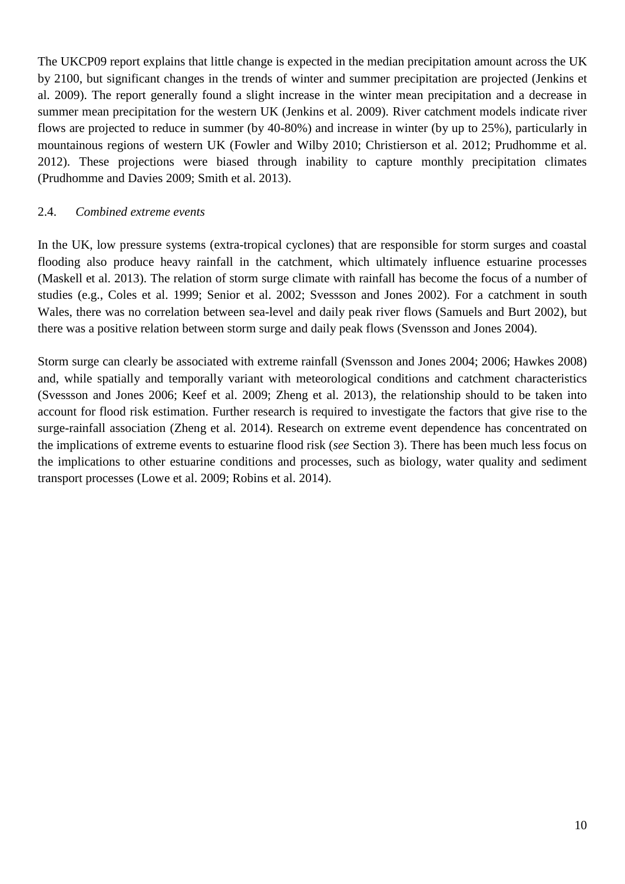The UKCP09 report explains that little change is expected in the median precipitation amount across the UK by 2100, but significant changes in the trends of winter and summer precipitation are projected (Jenkins et al. 2009). The report generally found a slight increase in the winter mean precipitation and a decrease in summer mean precipitation for the western UK (Jenkins et al. 2009). River catchment models indicate river flows are projected to reduce in summer (by 40-80%) and increase in winter (by up to 25%), particularly in mountainous regions of western UK (Fowler and Wilby 2010; Christierson et al. 2012; Prudhomme et al. 2012). These projections were biased through inability to capture monthly precipitation climates (Prudhomme and Davies 2009; Smith et al. 2013).

## 2.4. *Combined extreme events*

In the UK, low pressure systems (extra-tropical cyclones) that are responsible for storm surges and coastal flooding also produce heavy rainfall in the catchment, which ultimately influence estuarine processes (Maskell et al. 2013). The relation of storm surge climate with rainfall has become the focus of a number of studies (e.g., Coles et al. 1999; Senior et al. 2002; Svessson and Jones 2002). For a catchment in south Wales, there was no correlation between sea-level and daily peak river flows (Samuels and Burt 2002), but there was a positive relation between storm surge and daily peak flows (Svensson and Jones 2004).

Storm surge can clearly be associated with extreme rainfall (Svensson and Jones 2004; 2006; Hawkes 2008) and, while spatially and temporally variant with meteorological conditions and catchment characteristics (Svessson and Jones 2006; Keef et al. 2009; Zheng et al. 2013), the relationship should to be taken into account for flood risk estimation. Further research is required to investigate the factors that give rise to the surge-rainfall association (Zheng et al. 2014). Research on extreme event dependence has concentrated on the implications of extreme events to estuarine flood risk (*see* Section 3). There has been much less focus on the implications to other estuarine conditions and processes, such as biology, water quality and sediment transport processes (Lowe et al. 2009; Robins et al. 2014).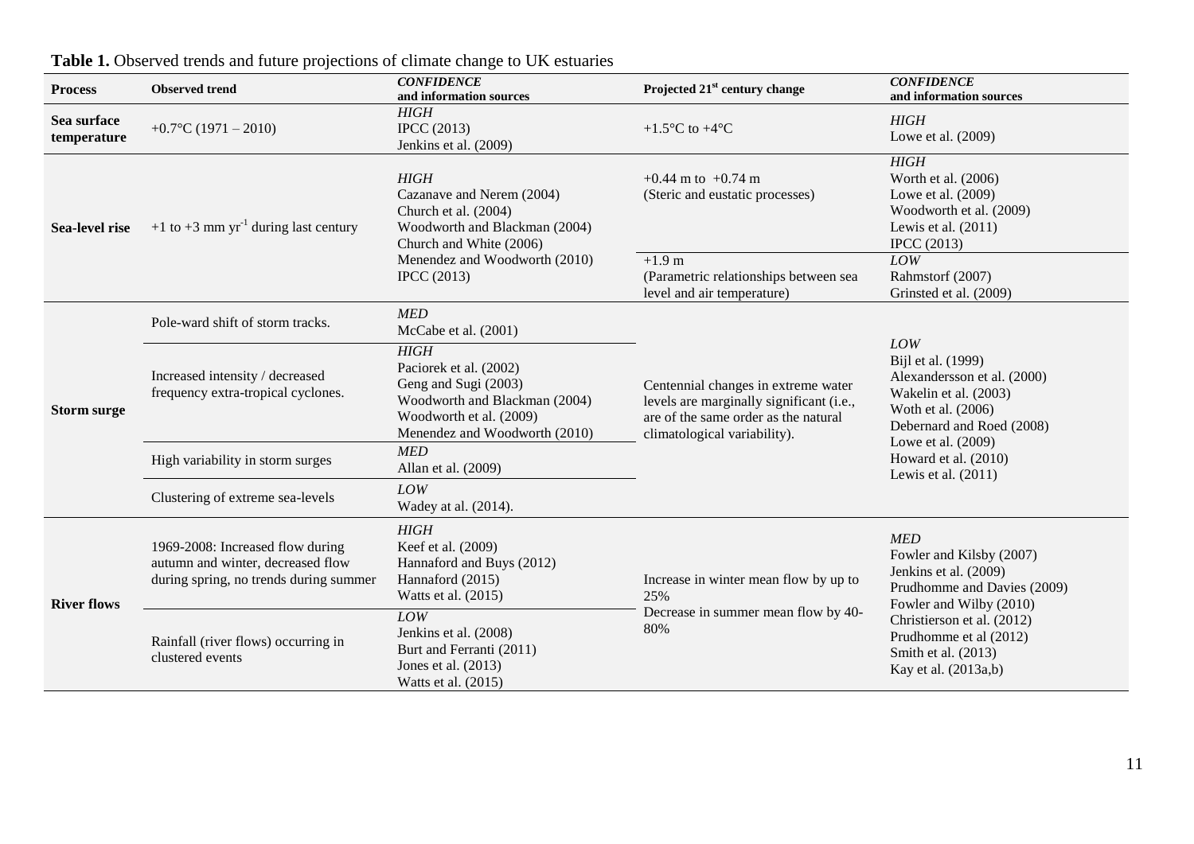**Table 1.** Observed trends and future projections of climate change to UK estuaries

| Process | Observed trend | *CONFIDENCE* and information sources | Projected 21[st] century change | *CONFIDENCE* and information sources |
|---|---|---|---|---|
| **Sea surface temperature** | +0.7°C (1971 – 2010) | *HIGH* IPCC (2013) Jenkins et al. (2009) | +1.5°C to +4°C | *HIGH* Lowe et al. (2009) |
| **Sea-level rise** | +1 to +3 mm $yr^{-1}$ during last century | *HIGH* Cazanave and Nerem (2004) Church et al. (2004) Woodworth and Blackman (2004) Church and White (2006) Menendez and Woodworth (2010) IPCC (2013) | +0.44 m to +0.74 m (Steric and eustatic processes) | *HIGH* Worth et al. (2006) Lowe et al. (2009) Woodworth et al. (2009) Lewis et al. (2011) IPCC (2013) |
| | | | +1.9 m (Parametric relationships between sea level and air temperature) | *LOW* Rahmstorf (2007) Grinsted et al. (2009) |
| **Storm surge** | Pole-ward shift of storm tracks. | *MED* McCabe et al. (2001) | Centennial changes in extreme water levels are marginally significant (i.e., are of the same order as the natural climatological variability). | *LOW* Bijl et al. (1999) Alexandersson et al. (2000) Wakelin et al. (2003) Woth et al. (2006) Debernard and Roed (2008) Lowe et al. (2009) Howard et al. (2010) Lewis et al. (2011) |
| | Increased intensity / decreased frequency extra-tropical cyclones. | *HIGH* Paciorek et al. (2002) Geng and Sugi (2003) Woodworth and Blackman (2004) Woodworth et al. (2009) Menendez and Woodworth (2010) | | |
| | High variability in storm surges | *MED* Allan et al. (2009) | | |
| | Clustering of extreme sea-levels | *LOW* Wadey at al. (2014). | | |
| **River flows** | 1969-2008: Increased flow during autumn and winter, decreased flow during spring, no trends during summer | *HIGH* Keef et al. (2009) Hannaford and Buys (2012) Hannaford (2015) Watts et al. (2015) | Increase in winter mean flow by up to 25% Decrease in summer mean flow by 40-80% | *MED* Fowler and Kilsby (2007) Jenkins et al. (2009) Prudhomme and Davies (2009) Fowler and Wilby (2010) Christierson et al. (2012) Prudhomme et al (2012) Smith et al. (2013) Kay et al. (2013a,b) |
| | Rainfall (river flows) occurring in clustered events | *LOW* Jenkins et al. (2008) Burt and Ferranti (2011) Jones et al. (2013) Watts et al. (2015) | | |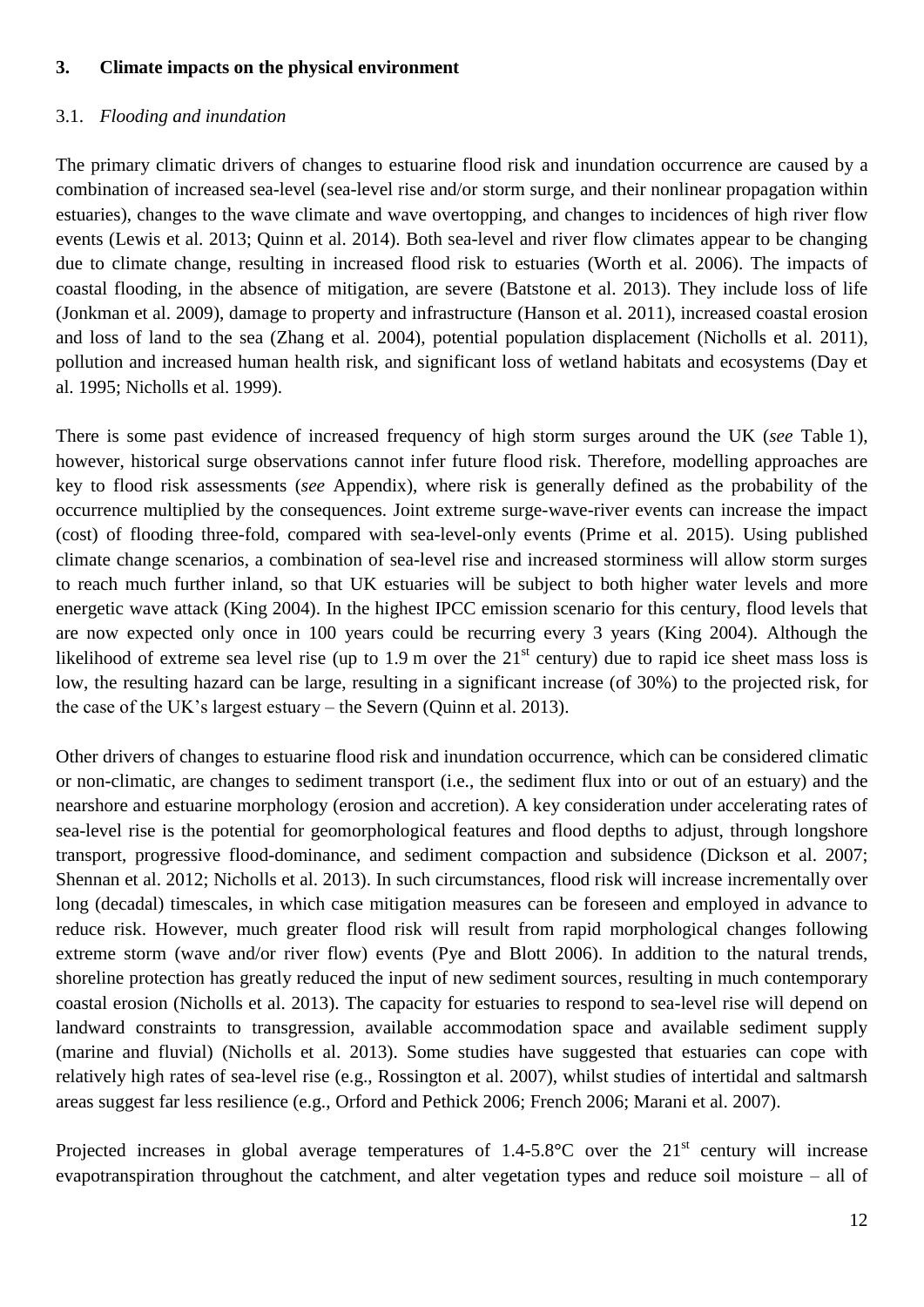## 3. Climate impacts on the physical environment

### 3.1. *Flooding and inundation*

The primary climatic drivers of changes to estuarine flood risk and inundation occurrence are caused by a combination of increased sea-level (sea-level rise and/or storm surge, and their nonlinear propagation within estuaries), changes to the wave climate and wave overtopping, and changes to incidences of high river flow events (Lewis et al. 2013; Quinn et al. 2014). Both sea-level and river flow climates appear to be changing due to climate change, resulting in increased flood risk to estuaries (Worth et al. 2006). The impacts of coastal flooding, in the absence of mitigation, are severe (Batstone et al. 2013). They include loss of life (Jonkman et al. 2009), damage to property and infrastructure (Hanson et al. 2011), increased coastal erosion and loss of land to the sea (Zhang et al. 2004), potential population displacement (Nicholls et al. 2011), pollution and increased human health risk, and significant loss of wetland habitats and ecosystems (Day et al. 1995; Nicholls et al. 1999).

There is some past evidence of increased frequency of high storm surges around the UK (*see* Table 1), however, historical surge observations cannot infer future flood risk. Therefore, modelling approaches are key to flood risk assessments (*see* Appendix), where risk is generally defined as the probability of the occurrence multiplied by the consequences. Joint extreme surge-wave-river events can increase the impact (cost) of flooding three-fold, compared with sea-level-only events (Prime et al. 2015). Using published climate change scenarios, a combination of sea-level rise and increased storminess will allow storm surges to reach much further inland, so that UK estuaries will be subject to both higher water levels and more energetic wave attack (King 2004). In the highest IPCC emission scenario for this century, flood levels that are now expected only once in 100 years could be recurring every 3 years (King 2004). Although the likelihood of extreme sea level rise (up to 1.9 m over the 21$^{st}$ century) due to rapid ice sheet mass loss is low, the resulting hazard can be large, resulting in a significant increase (of 30%) to the projected risk, for the case of the UK's largest estuary – the Severn (Quinn et al. 2013).

Other drivers of changes to estuarine flood risk and inundation occurrence, which can be considered climatic or non-climatic, are changes to sediment transport (i.e., the sediment flux into or out of an estuary) and the nearshore and estuarine morphology (erosion and accretion). A key consideration under accelerating rates of sea-level rise is the potential for geomorphological features and flood depths to adjust, through longshore transport, progressive flood-dominance, and sediment compaction and subsidence (Dickson et al. 2007; Shennan et al. 2012; Nicholls et al. 2013). In such circumstances, flood risk will increase incrementally over long (decadal) timescales, in which case mitigation measures can be foreseen and employed in advance to reduce risk. However, much greater flood risk will result from rapid morphological changes following extreme storm (wave and/or river flow) events (Pye and Blott 2006). In addition to the natural trends, shoreline protection has greatly reduced the input of new sediment sources, resulting in much contemporary coastal erosion (Nicholls et al. 2013). The capacity for estuaries to respond to sea-level rise will depend on landward constraints to transgression, available accommodation space and available sediment supply (marine and fluvial) (Nicholls et al. 2013). Some studies have suggested that estuaries can cope with relatively high rates of sea-level rise (e.g., Rossington et al. 2007), whilst studies of intertidal and saltmarsh areas suggest far less resilience (e.g., Orford and Pethick 2006; French 2006; Marani et al. 2007).

Projected increases in global average temperatures of 1.4-5.8°C over the 21$^{st}$ century will increase evapotranspiration throughout the catchment, and alter vegetation types and reduce soil moisture – all of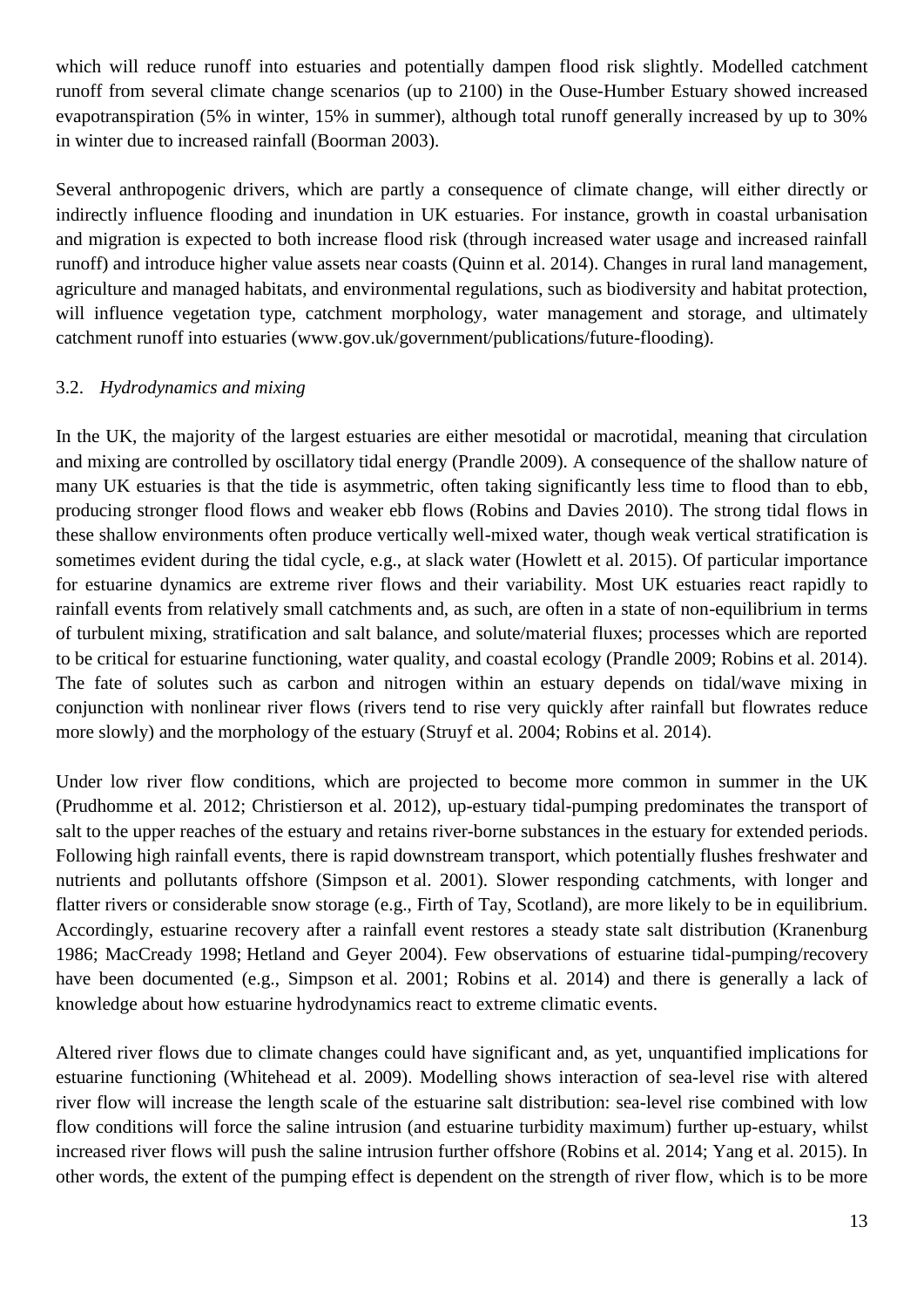which will reduce runoff into estuaries and potentially dampen flood risk slightly. Modelled catchment runoff from several climate change scenarios (up to 2100) in the Ouse-Humber Estuary showed increased evapotranspiration (5% in winter, 15% in summer), although total runoff generally increased by up to 30% in winter due to increased rainfall (Boorman 2003).

Several anthropogenic drivers, which are partly a consequence of climate change, will either directly or indirectly influence flooding and inundation in UK estuaries. For instance, growth in coastal urbanisation and migration is expected to both increase flood risk (through increased water usage and increased rainfall runoff) and introduce higher value assets near coasts (Quinn et al. 2014). Changes in rural land management, agriculture and managed habitats, and environmental regulations, such as biodiversity and habitat protection, will influence vegetation type, catchment morphology, water management and storage, and ultimately catchment runoff into estuaries (www.gov.uk/government/publications/future-flooding).

### 3.2. *Hydrodynamics and mixing*

In the UK, the majority of the largest estuaries are either mesotidal or macrotidal, meaning that circulation and mixing are controlled by oscillatory tidal energy (Prandle 2009). A consequence of the shallow nature of many UK estuaries is that the tide is asymmetric, often taking significantly less time to flood than to ebb, producing stronger flood flows and weaker ebb flows (Robins and Davies 2010). The strong tidal flows in these shallow environments often produce vertically well-mixed water, though weak vertical stratification is sometimes evident during the tidal cycle, e.g., at slack water (Howlett et al. 2015). Of particular importance for estuarine dynamics are extreme river flows and their variability. Most UK estuaries react rapidly to rainfall events from relatively small catchments and, as such, are often in a state of non-equilibrium in terms of turbulent mixing, stratification and salt balance, and solute/material fluxes; processes which are reported to be critical for estuarine functioning, water quality, and coastal ecology (Prandle 2009; Robins et al. 2014). The fate of solutes such as carbon and nitrogen within an estuary depends on tidal/wave mixing in conjunction with nonlinear river flows (rivers tend to rise very quickly after rainfall but flowrates reduce more slowly) and the morphology of the estuary (Struyf et al. 2004; Robins et al. 2014).

Under low river flow conditions, which are projected to become more common in summer in the UK (Prudhomme et al. 2012; Christierson et al. 2012), up-estuary tidal-pumping predominates the transport of salt to the upper reaches of the estuary and retains river-borne substances in the estuary for extended periods. Following high rainfall events, there is rapid downstream transport, which potentially flushes freshwater and nutrients and pollutants offshore (Simpson et al. 2001). Slower responding catchments, with longer and flatter rivers or considerable snow storage (e.g., Firth of Tay, Scotland), are more likely to be in equilibrium. Accordingly, estuarine recovery after a rainfall event restores a steady state salt distribution (Kranenburg 1986; MacCready 1998; Hetland and Geyer 2004). Few observations of estuarine tidal-pumping/recovery have been documented (e.g., Simpson et al. 2001; Robins et al. 2014) and there is generally a lack of knowledge about how estuarine hydrodynamics react to extreme climatic events.

Altered river flows due to climate changes could have significant and, as yet, unquantified implications for estuarine functioning (Whitehead et al. 2009). Modelling shows interaction of sea-level rise with altered river flow will increase the length scale of the estuarine salt distribution: sea-level rise combined with low flow conditions will force the saline intrusion (and estuarine turbidity maximum) further up-estuary, whilst increased river flows will push the saline intrusion further offshore (Robins et al. 2014; Yang et al. 2015). In other words, the extent of the pumping effect is dependent on the strength of river flow, which is to be more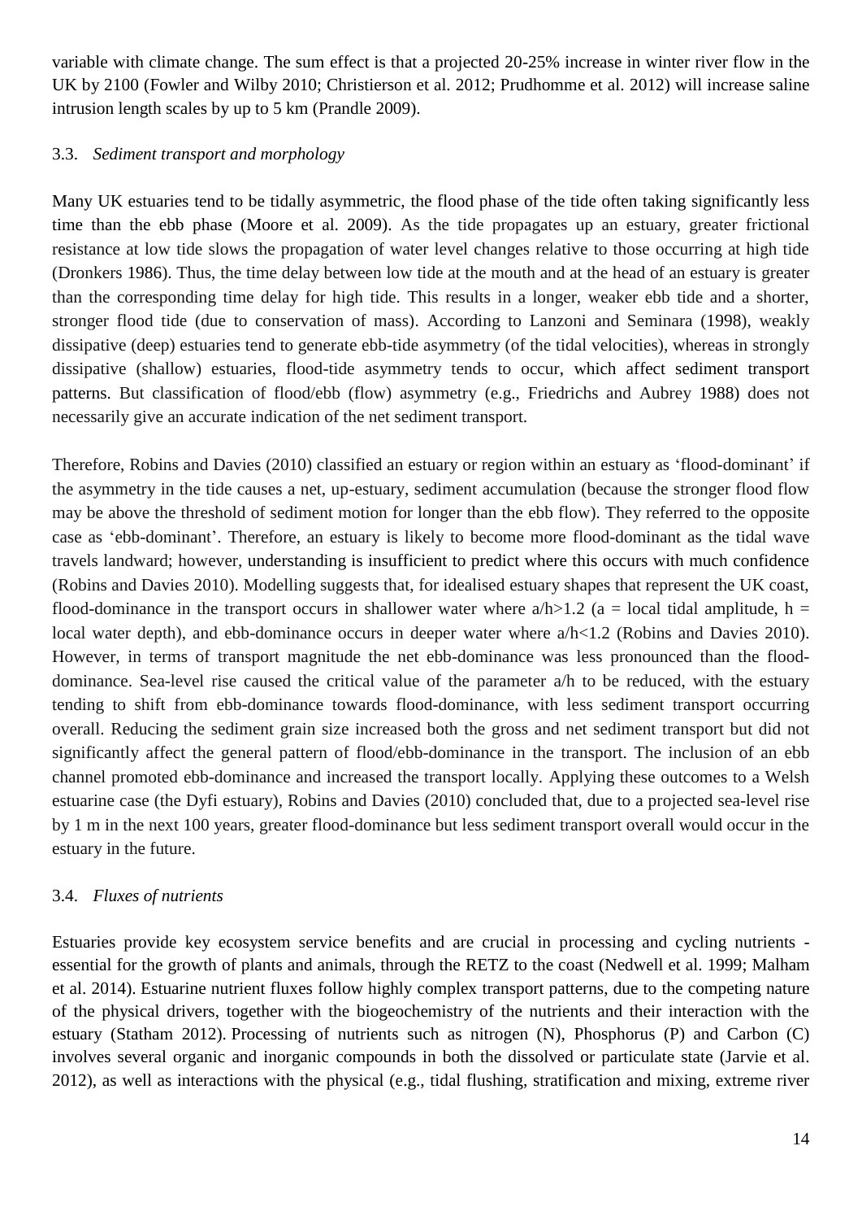variable with climate change. The sum effect is that a projected 20-25% increase in winter river flow in the UK by 2100 (Fowler and Wilby 2010; Christierson et al. 2012; Prudhomme et al. 2012) will increase saline intrusion length scales by up to 5 km (Prandle 2009).

### 3.3. *Sediment transport and morphology*

Many UK estuaries tend to be tidally asymmetric, the flood phase of the tide often taking significantly less time than the ebb phase (Moore et al. 2009). As the tide propagates up an estuary, greater frictional resistance at low tide slows the propagation of water level changes relative to those occurring at high tide (Dronkers 1986). Thus, the time delay between low tide at the mouth and at the head of an estuary is greater than the corresponding time delay for high tide. This results in a longer, weaker ebb tide and a shorter, stronger flood tide (due to conservation of mass). According to Lanzoni and Seminara (1998), weakly dissipative (deep) estuaries tend to generate ebb-tide asymmetry (of the tidal velocities), whereas in strongly dissipative (shallow) estuaries, flood-tide asymmetry tends to occur, which affect sediment transport patterns. But classification of flood/ebb (flow) asymmetry (e.g., Friedrichs and Aubrey 1988) does not necessarily give an accurate indication of the net sediment transport.

Therefore, Robins and Davies (2010) classified an estuary or region within an estuary as 'flood-dominant' if the asymmetry in the tide causes a net, up-estuary, sediment accumulation (because the stronger flood flow may be above the threshold of sediment motion for longer than the ebb flow). They referred to the opposite case as 'ebb-dominant'. Therefore, an estuary is likely to become more flood-dominant as the tidal wave travels landward; however, understanding is insufficient to predict where this occurs with much confidence (Robins and Davies 2010). Modelling suggests that, for idealised estuary shapes that represent the UK coast, flood-dominance in the transport occurs in shallower water where $a/h>1.2$ ($a$ = local tidal amplitude, $h$ = local water depth), and ebb-dominance occurs in deeper water where $a/h<1.2$ (Robins and Davies 2010). However, in terms of transport magnitude the net ebb-dominance was less pronounced than the flood-dominance. Sea-level rise caused the critical value of the parameter $a/h$ to be reduced, with the estuary tending to shift from ebb-dominance towards flood-dominance, with less sediment transport occurring overall. Reducing the sediment grain size increased both the gross and net sediment transport but did not significantly affect the general pattern of flood/ebb-dominance in the transport. The inclusion of an ebb channel promoted ebb-dominance and increased the transport locally. Applying these outcomes to a Welsh estuarine case (the Dyfi estuary), Robins and Davies (2010) concluded that, due to a projected sea-level rise by 1 m in the next 100 years, greater flood-dominance but less sediment transport overall would occur in the estuary in the future.

### 3.4. *Fluxes of nutrients*

Estuaries provide key ecosystem service benefits and are crucial in processing and cycling nutrients - essential for the growth of plants and animals, through the RETZ to the coast (Nedwell et al. 1999; Malham et al. 2014). Estuarine nutrient fluxes follow highly complex transport patterns, due to the competing nature of the physical drivers, together with the biogeochemistry of the nutrients and their interaction with the estuary (Statham 2012). Processing of nutrients such as nitrogen (N), Phosphorus (P) and Carbon (C) involves several organic and inorganic compounds in both the dissolved or particulate state (Jarvie et al. 2012), as well as interactions with the physical (e.g., tidal flushing, stratification and mixing, extreme river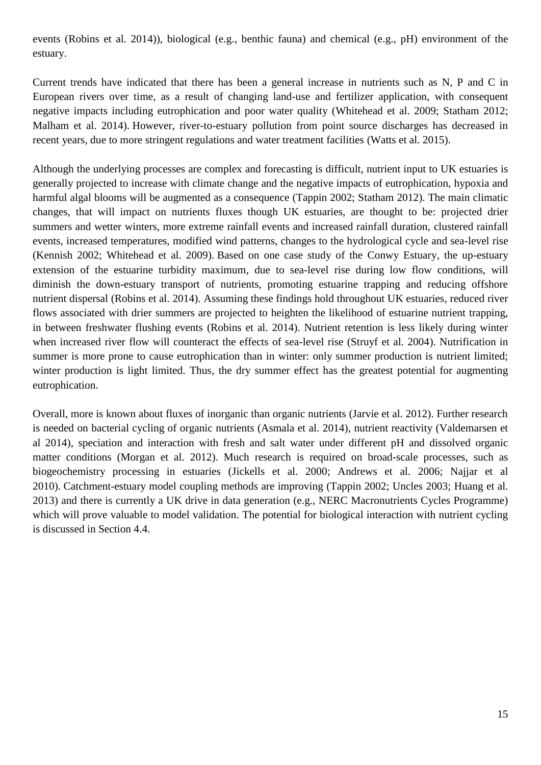events (Robins et al. 2014)), biological (e.g., benthic fauna) and chemical (e.g., pH) environment of the estuary.

Current trends have indicated that there has been a general increase in nutrients such as N, P and C in European rivers over time, as a result of changing land-use and fertilizer application, with consequent negative impacts including eutrophication and poor water quality (Whitehead et al. 2009; Statham 2012; Malham et al. 2014). However, river-to-estuary pollution from point source discharges has decreased in recent years, due to more stringent regulations and water treatment facilities (Watts et al. 2015).

Although the underlying processes are complex and forecasting is difficult, nutrient input to UK estuaries is generally projected to increase with climate change and the negative impacts of eutrophication, hypoxia and harmful algal blooms will be augmented as a consequence (Tappin 2002; Statham 2012). The main climatic changes, that will impact on nutrients fluxes though UK estuaries, are thought to be: projected drier summers and wetter winters, more extreme rainfall events and increased rainfall duration, clustered rainfall events, increased temperatures, modified wind patterns, changes to the hydrological cycle and sea-level rise (Kennish 2002; Whitehead et al. 2009). Based on one case study of the Conwy Estuary, the up-estuary extension of the estuarine turbidity maximum, due to sea-level rise during low flow conditions, will diminish the down-estuary transport of nutrients, promoting estuarine trapping and reducing offshore nutrient dispersal (Robins et al. 2014). Assuming these findings hold throughout UK estuaries, reduced river flows associated with drier summers are projected to heighten the likelihood of estuarine nutrient trapping, in between freshwater flushing events (Robins et al. 2014). Nutrient retention is less likely during winter when increased river flow will counteract the effects of sea-level rise (Struyf et al. 2004). Nutrification in summer is more prone to cause eutrophication than in winter: only summer production is nutrient limited; winter production is light limited. Thus, the dry summer effect has the greatest potential for augmenting eutrophication.

Overall, more is known about fluxes of inorganic than organic nutrients (Jarvie et al. 2012). Further research is needed on bacterial cycling of organic nutrients (Asmala et al. 2014), nutrient reactivity (Valdemarsen et al 2014), speciation and interaction with fresh and salt water under different pH and dissolved organic matter conditions (Morgan et al. 2012). Much research is required on broad-scale processes, such as biogeochemistry processing in estuaries (Jickells et al. 2000; Andrews et al. 2006; Najjar et al 2010). Catchment-estuary model coupling methods are improving (Tappin 2002; Uncles 2003; Huang et al. 2013) and there is currently a UK drive in data generation (e.g., NERC Macronutrients Cycles Programme) which will prove valuable to model validation. The potential for biological interaction with nutrient cycling is discussed in Section 4.4.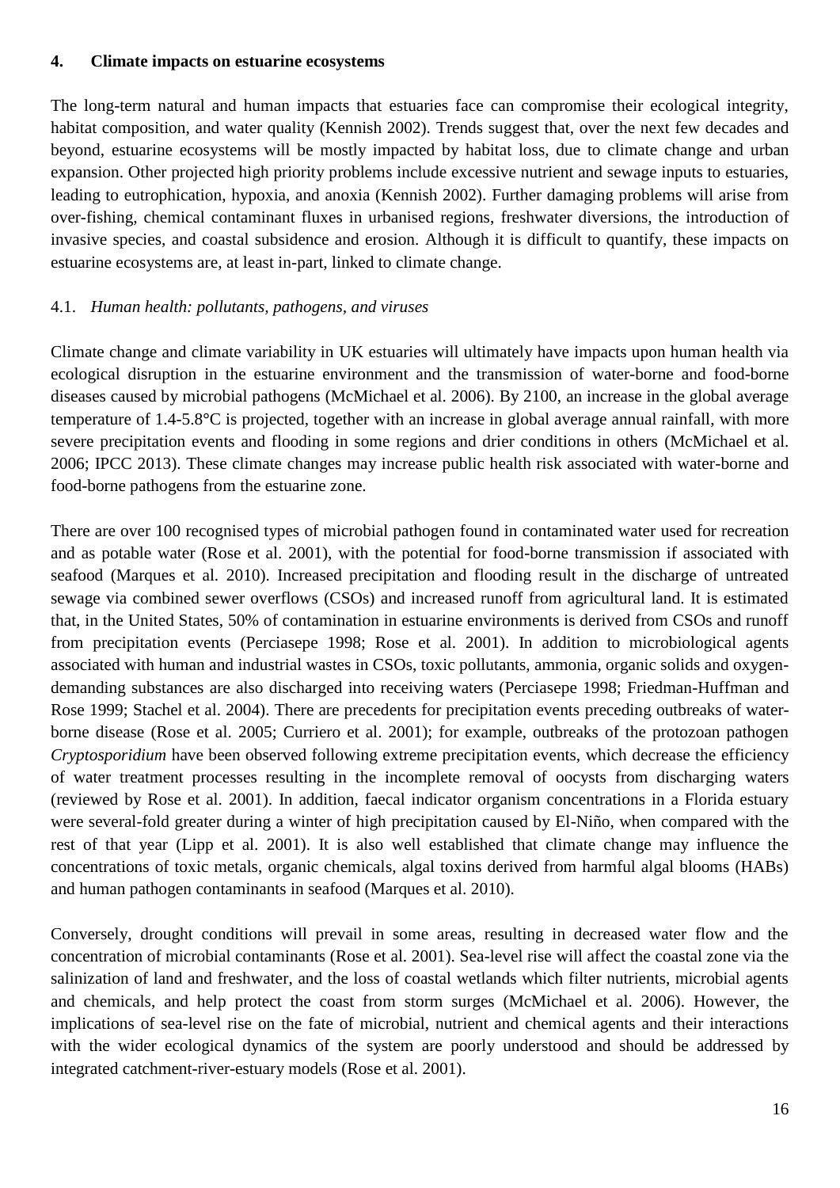## 4. Climate impacts on estuarine ecosystems

The long-term natural and human impacts that estuaries face can compromise their ecological integrity, habitat composition, and water quality (Kennish 2002). Trends suggest that, over the next few decades and beyond, estuarine ecosystems will be mostly impacted by habitat loss, due to climate change and urban expansion. Other projected high priority problems include excessive nutrient and sewage inputs to estuaries, leading to eutrophication, hypoxia, and anoxia (Kennish 2002). Further damaging problems will arise from over-fishing, chemical contaminant fluxes in urbanised regions, freshwater diversions, the introduction of invasive species, and coastal subsidence and erosion. Although it is difficult to quantify, these impacts on estuarine ecosystems are, at least in-part, linked to climate change.

### 4.1. *Human health: pollutants, pathogens, and viruses*

Climate change and climate variability in UK estuaries will ultimately have impacts upon human health via ecological disruption in the estuarine environment and the transmission of water-borne and food-borne diseases caused by microbial pathogens (McMichael et al. 2006). By 2100, an increase in the global average temperature of 1.4-5.8°C is projected, together with an increase in global average annual rainfall, with more severe precipitation events and flooding in some regions and drier conditions in others (McMichael et al. 2006; IPCC 2013). These climate changes may increase public health risk associated with water-borne and food-borne pathogens from the estuarine zone.

There are over 100 recognised types of microbial pathogen found in contaminated water used for recreation and as potable water (Rose et al. 2001), with the potential for food-borne transmission if associated with seafood (Marques et al. 2010). Increased precipitation and flooding result in the discharge of untreated sewage via combined sewer overflows (CSOs) and increased runoff from agricultural land. It is estimated that, in the United States, 50% of contamination in estuarine environments is derived from CSOs and runoff from precipitation events (Perciasepe 1998; Rose et al. 2001). In addition to microbiological agents associated with human and industrial wastes in CSOs, toxic pollutants, ammonia, organic solids and oxygen-demanding substances are also discharged into receiving waters (Perciasepe 1998; Friedman-Huffman and Rose 1999; Stachel et al. 2004). There are precedents for precipitation events preceding outbreaks of water-borne disease (Rose et al. 2005; Curriero et al. 2001); for example, outbreaks of the protozoan pathogen *Cryptosporidium* have been observed following extreme precipitation events, which decrease the efficiency of water treatment processes resulting in the incomplete removal of oocysts from discharging waters (reviewed by Rose et al. 2001). In addition, faecal indicator organism concentrations in a Florida estuary were several-fold greater during a winter of high precipitation caused by El-Niño, when compared with the rest of that year (Lipp et al. 2001). It is also well established that climate change may influence the concentrations of toxic metals, organic chemicals, algal toxins derived from harmful algal blooms (HABs) and human pathogen contaminants in seafood (Marques et al. 2010).

Conversely, drought conditions will prevail in some areas, resulting in decreased water flow and the concentration of microbial contaminants (Rose et al. 2001). Sea-level rise will affect the coastal zone via the salinization of land and freshwater, and the loss of coastal wetlands which filter nutrients, microbial agents and chemicals, and help protect the coast from storm surges (McMichael et al. 2006). However, the implications of sea-level rise on the fate of microbial, nutrient and chemical agents and their interactions with the wider ecological dynamics of the system are poorly understood and should be addressed by integrated catchment-river-estuary models (Rose et al. 2001).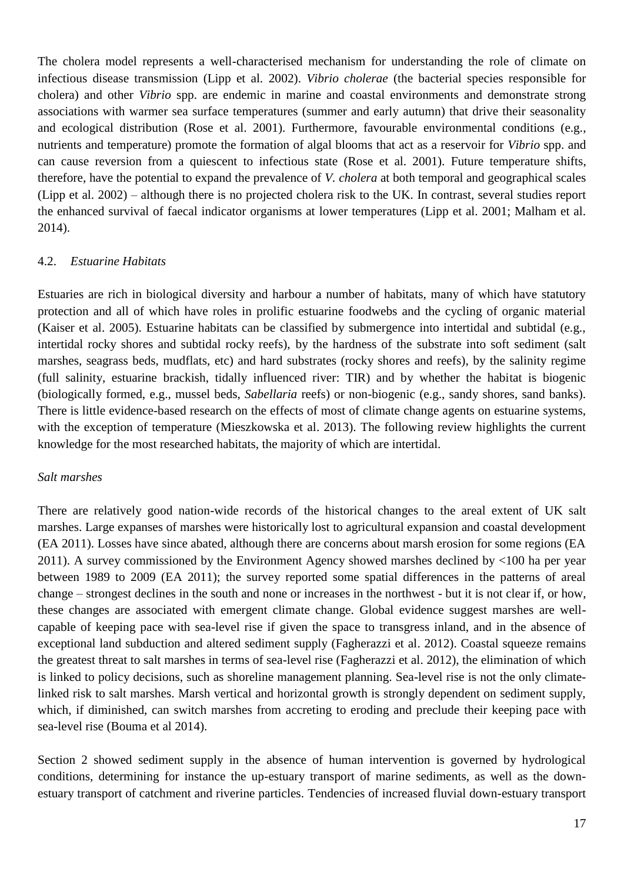The cholera model represents a well-characterised mechanism for understanding the role of climate on infectious disease transmission (Lipp et al. 2002). *Vibrio cholerae* (the bacterial species responsible for cholera) and other *Vibrio* spp. are endemic in marine and coastal environments and demonstrate strong associations with warmer sea surface temperatures (summer and early autumn) that drive their seasonality and ecological distribution (Rose et al. 2001). Furthermore, favourable environmental conditions (e.g., nutrients and temperature) promote the formation of algal blooms that act as a reservoir for *Vibrio* spp. and can cause reversion from a quiescent to infectious state (Rose et al. 2001). Future temperature shifts, therefore, have the potential to expand the prevalence of *V. cholera* at both temporal and geographical scales (Lipp et al. 2002) – although there is no projected cholera risk to the UK. In contrast, several studies report the enhanced survival of faecal indicator organisms at lower temperatures (Lipp et al. 2001; Malham et al. 2014).

## 4.2. *Estuarine Habitats*

Estuaries are rich in biological diversity and harbour a number of habitats, many of which have statutory protection and all of which have roles in prolific estuarine foodwebs and the cycling of organic material (Kaiser et al. 2005). Estuarine habitats can be classified by submergence into intertidal and subtidal (e.g., intertidal rocky shores and subtidal rocky reefs), by the hardness of the substrate into soft sediment (salt marshes, seagrass beds, mudflats, etc) and hard substrates (rocky shores and reefs), by the salinity regime (full salinity, estuarine brackish, tidally influenced river: TIR) and by whether the habitat is biogenic (biologically formed, e.g., mussel beds, *Sabellaria* reefs) or non-biogenic (e.g., sandy shores, sand banks). There is little evidence-based research on the effects of most of climate change agents on estuarine systems, with the exception of temperature (Mieszkowska et al. 2013). The following review highlights the current knowledge for the most researched habitats, the majority of which are intertidal.

### *Salt marshes*

There are relatively good nation-wide records of the historical changes to the areal extent of UK salt marshes. Large expanses of marshes were historically lost to agricultural expansion and coastal development (EA 2011). Losses have since abated, although there are concerns about marsh erosion for some regions (EA 2011). A survey commissioned by the Environment Agency showed marshes declined by <100 ha per year between 1989 to 2009 (EA 2011); the survey reported some spatial differences in the patterns of areal change – strongest declines in the south and none or increases in the northwest - but it is not clear if, or how, these changes are associated with emergent climate change. Global evidence suggest marshes are well-capable of keeping pace with sea-level rise if given the space to transgress inland, and in the absence of exceptional land subduction and altered sediment supply (Fagherazzi et al. 2012). Coastal squeeze remains the greatest threat to salt marshes in terms of sea-level rise (Fagherazzi et al. 2012), the elimination of which is linked to policy decisions, such as shoreline management planning. Sea-level rise is not the only climate-linked risk to salt marshes. Marsh vertical and horizontal growth is strongly dependent on sediment supply, which, if diminished, can switch marshes from accreting to eroding and preclude their keeping pace with sea-level rise (Bouma et al 2014).

Section 2 showed sediment supply in the absence of human intervention is governed by hydrological conditions, determining for instance the up-estuary transport of marine sediments, as well as the down-estuary transport of catchment and riverine particles. Tendencies of increased fluvial down-estuary transport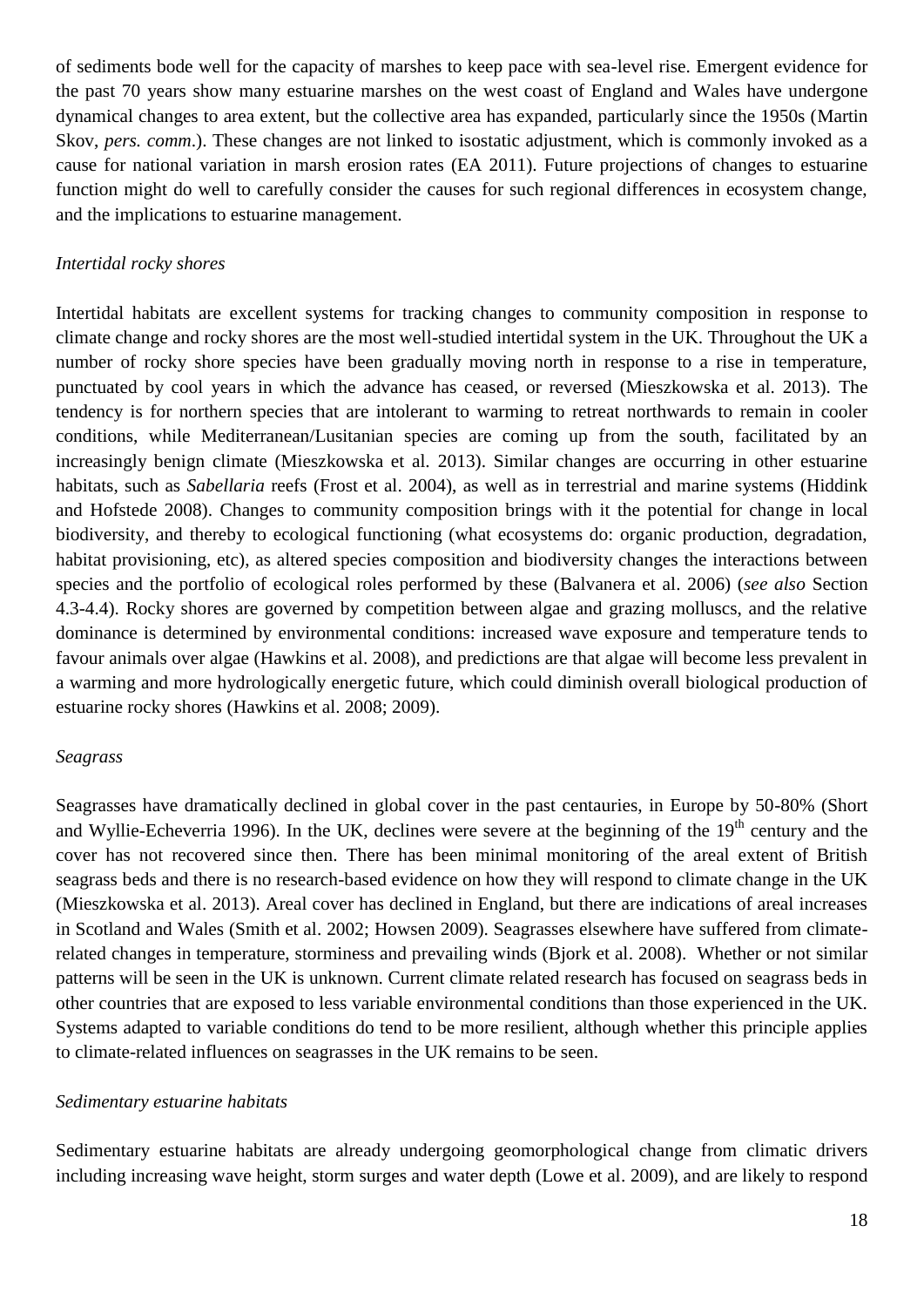of sediments bode well for the capacity of marshes to keep pace with sea-level rise. Emergent evidence for the past 70 years show many estuarine marshes on the west coast of England and Wales have undergone dynamical changes to area extent, but the collective area has expanded, particularly since the 1950s (Martin Skov, *pers. comm*.). These changes are not linked to isostatic adjustment, which is commonly invoked as a cause for national variation in marsh erosion rates (EA 2011). Future projections of changes to estuarine function might do well to carefully consider the causes for such regional differences in ecosystem change, and the implications to estuarine management.

*Intertidal rocky shores*

Intertidal habitats are excellent systems for tracking changes to community composition in response to climate change and rocky shores are the most well-studied intertidal system in the UK. Throughout the UK a number of rocky shore species have been gradually moving north in response to a rise in temperature, punctuated by cool years in which the advance has ceased, or reversed (Mieszkowska et al. 2013). The tendency is for northern species that are intolerant to warming to retreat northwards to remain in cooler conditions, while Mediterranean/Lusitanian species are coming up from the south, facilitated by an increasingly benign climate (Mieszkowska et al. 2013). Similar changes are occurring in other estuarine habitats, such as *Sabellaria* reefs (Frost et al. 2004), as well as in terrestrial and marine systems (Hiddink and Hofstede 2008). Changes to community composition brings with it the potential for change in local biodiversity, and thereby to ecological functioning (what ecosystems do: organic production, degradation, habitat provisioning, etc), as altered species composition and biodiversity changes the interactions between species and the portfolio of ecological roles performed by these (Balvanera et al. 2006) (*see also* Section 4.3-4.4). Rocky shores are governed by competition between algae and grazing molluscs, and the relative dominance is determined by environmental conditions: increased wave exposure and temperature tends to favour animals over algae (Hawkins et al. 2008), and predictions are that algae will become less prevalent in a warming and more hydrologically energetic future, which could diminish overall biological production of estuarine rocky shores (Hawkins et al. 2008; 2009).

*Seagrass*

Seagrasses have dramatically declined in global cover in the past centauries, in Europe by 50-80% (Short and Wyllie-Echeverria 1996). In the UK, declines were severe at the beginning of the 19th century and the cover has not recovered since then. There has been minimal monitoring of the areal extent of British seagrass beds and there is no research-based evidence on how they will respond to climate change in the UK (Mieszkowska et al. 2013). Areal cover has declined in England, but there are indications of areal increases in Scotland and Wales (Smith et al. 2002; Howsen 2009). Seagrasses elsewhere have suffered from climate-related changes in temperature, storminess and prevailing winds (Bjork et al. 2008). Whether or not similar patterns will be seen in the UK is unknown. Current climate related research has focused on seagrass beds in other countries that are exposed to less variable environmental conditions than those experienced in the UK. Systems adapted to variable conditions do tend to be more resilient, although whether this principle applies to climate-related influences on seagrasses in the UK remains to be seen.

*Sedimentary estuarine habitats*

Sedimentary estuarine habitats are already undergoing geomorphological change from climatic drivers including increasing wave height, storm surges and water depth (Lowe et al. 2009), and are likely to respond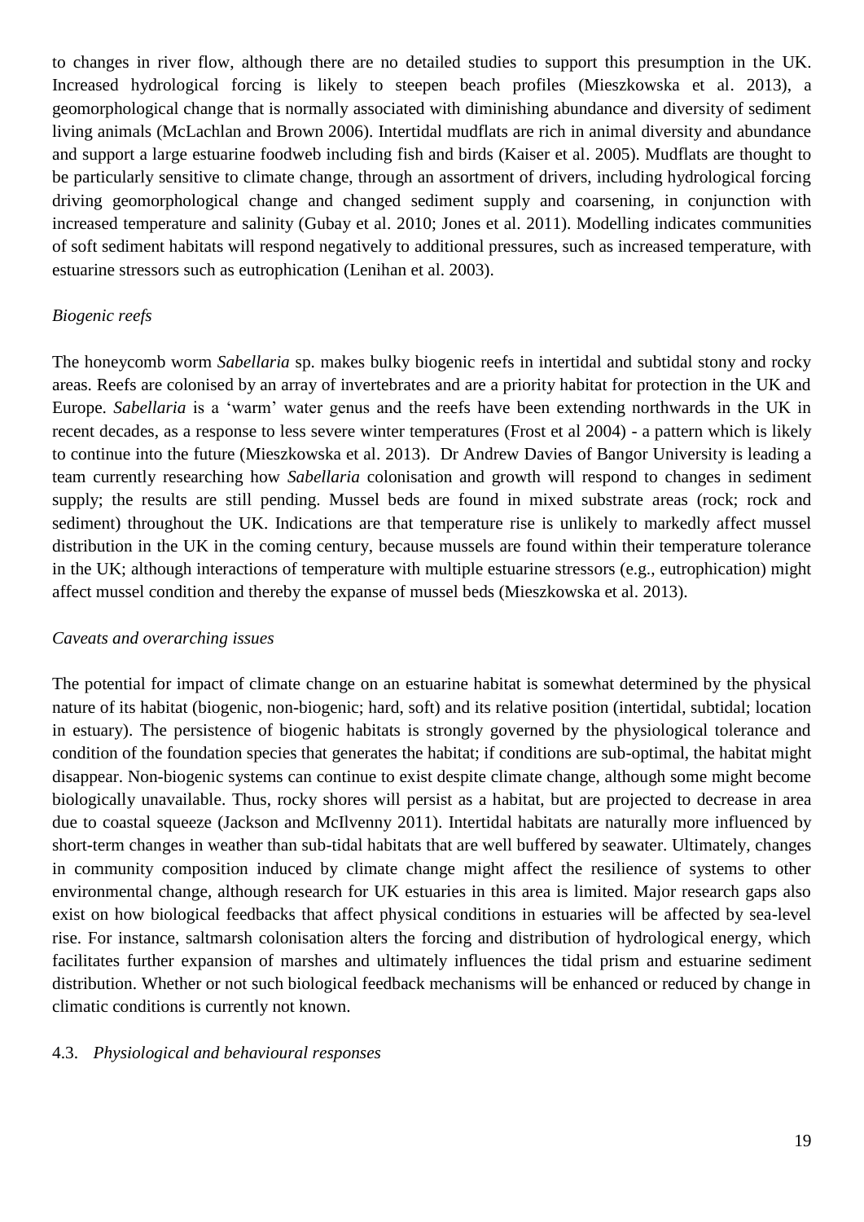to changes in river flow, although there are no detailed studies to support this presumption in the UK. Increased hydrological forcing is likely to steepen beach profiles (Mieszkowska et al. 2013), a geomorphological change that is normally associated with diminishing abundance and diversity of sediment living animals (McLachlan and Brown 2006). Intertidal mudflats are rich in animal diversity and abundance and support a large estuarine foodweb including fish and birds (Kaiser et al. 2005). Mudflats are thought to be particularly sensitive to climate change, through an assortment of drivers, including hydrological forcing driving geomorphological change and changed sediment supply and coarsening, in conjunction with increased temperature and salinity (Gubay et al. 2010; Jones et al. 2011). Modelling indicates communities of soft sediment habitats will respond negatively to additional pressures, such as increased temperature, with estuarine stressors such as eutrophication (Lenihan et al. 2003).

*Biogenic reefs*

The honeycomb worm *Sabellaria* sp. makes bulky biogenic reefs in intertidal and subtidal stony and rocky areas. Reefs are colonised by an array of invertebrates and are a priority habitat for protection in the UK and Europe. *Sabellaria* is a 'warm' water genus and the reefs have been extending northwards in the UK in recent decades, as a response to less severe winter temperatures (Frost et al 2004) - a pattern which is likely to continue into the future (Mieszkowska et al. 2013). Dr Andrew Davies of Bangor University is leading a team currently researching how *Sabellaria* colonisation and growth will respond to changes in sediment supply; the results are still pending. Mussel beds are found in mixed substrate areas (rock; rock and sediment) throughout the UK. Indications are that temperature rise is unlikely to markedly affect mussel distribution in the UK in the coming century, because mussels are found within their temperature tolerance in the UK; although interactions of temperature with multiple estuarine stressors (e.g., eutrophication) might affect mussel condition and thereby the expanse of mussel beds (Mieszkowska et al. 2013).

*Caveats and overarching issues*

The potential for impact of climate change on an estuarine habitat is somewhat determined by the physical nature of its habitat (biogenic, non-biogenic; hard, soft) and its relative position (intertidal, subtidal; location in estuary). The persistence of biogenic habitats is strongly governed by the physiological tolerance and condition of the foundation species that generates the habitat; if conditions are sub-optimal, the habitat might disappear. Non-biogenic systems can continue to exist despite climate change, although some might become biologically unavailable. Thus, rocky shores will persist as a habitat, but are projected to decrease in area due to coastal squeeze (Jackson and McIlvenny 2011). Intertidal habitats are naturally more influenced by short-term changes in weather than sub-tidal habitats that are well buffered by seawater. Ultimately, changes in community composition induced by climate change might affect the resilience of systems to other environmental change, although research for UK estuaries in this area is limited. Major research gaps also exist on how biological feedbacks that affect physical conditions in estuaries will be affected by sea-level rise. For instance, saltmarsh colonisation alters the forcing and distribution of hydrological energy, which facilitates further expansion of marshes and ultimately influences the tidal prism and estuarine sediment distribution. Whether or not such biological feedback mechanisms will be enhanced or reduced by change in climatic conditions is currently not known.

### 4.3. *Physiological and behavioural responses*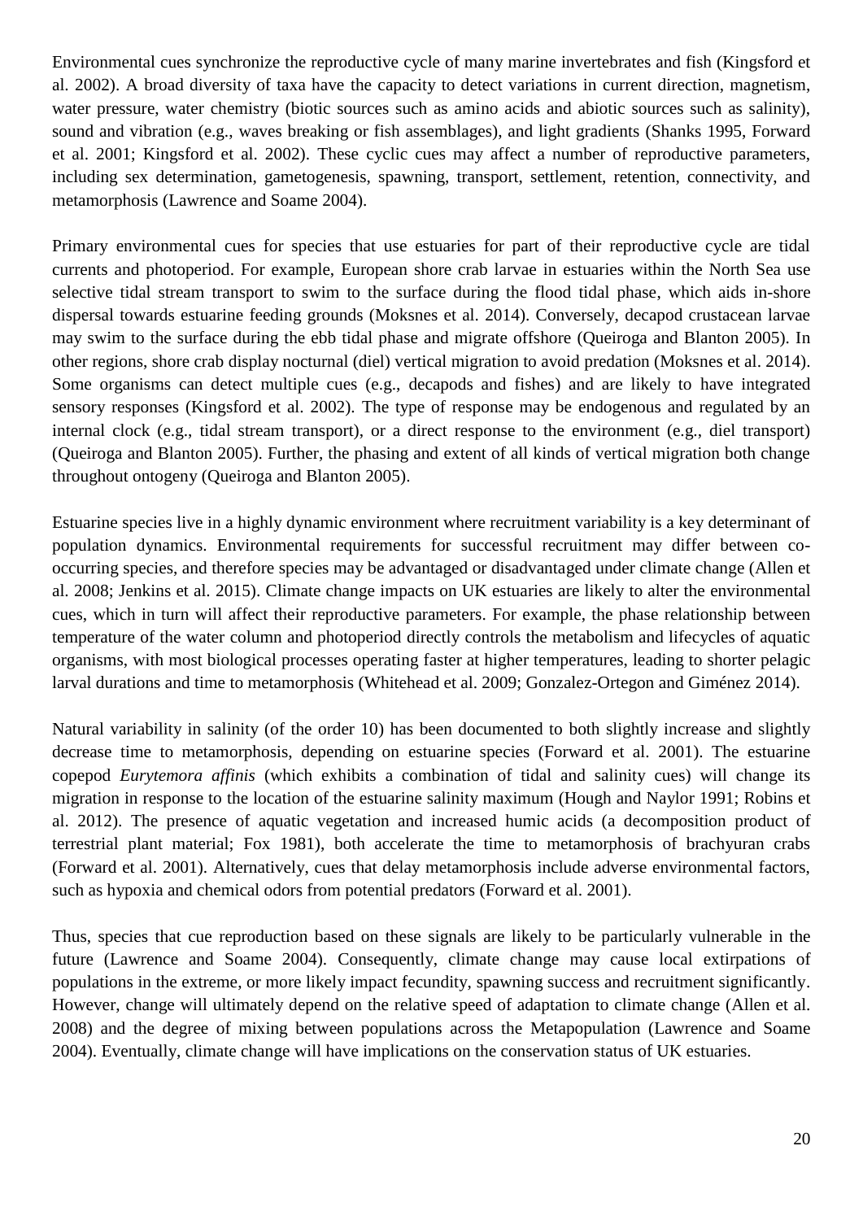Environmental cues synchronize the reproductive cycle of many marine invertebrates and fish (Kingsford et al. 2002). A broad diversity of taxa have the capacity to detect variations in current direction, magnetism, water pressure, water chemistry (biotic sources such as amino acids and abiotic sources such as salinity), sound and vibration (e.g., waves breaking or fish assemblages), and light gradients (Shanks 1995, Forward et al. 2001; Kingsford et al. 2002). These cyclic cues may affect a number of reproductive parameters, including sex determination, gametogenesis, spawning, transport, settlement, retention, connectivity, and metamorphosis (Lawrence and Soame 2004).

Primary environmental cues for species that use estuaries for part of their reproductive cycle are tidal currents and photoperiod. For example, European shore crab larvae in estuaries within the North Sea use selective tidal stream transport to swim to the surface during the flood tidal phase, which aids in-shore dispersal towards estuarine feeding grounds (Moksnes et al. 2014). Conversely, decapod crustacean larvae may swim to the surface during the ebb tidal phase and migrate offshore (Queiroga and Blanton 2005). In other regions, shore crab display nocturnal (diel) vertical migration to avoid predation (Moksnes et al. 2014). Some organisms can detect multiple cues (e.g., decapods and fishes) and are likely to have integrated sensory responses (Kingsford et al. 2002). The type of response may be endogenous and regulated by an internal clock (e.g., tidal stream transport), or a direct response to the environment (e.g., diel transport) (Queiroga and Blanton 2005). Further, the phasing and extent of all kinds of vertical migration both change throughout ontogeny (Queiroga and Blanton 2005).

Estuarine species live in a highly dynamic environment where recruitment variability is a key determinant of population dynamics. Environmental requirements for successful recruitment may differ between co-occurring species, and therefore species may be advantaged or disadvantaged under climate change (Allen et al. 2008; Jenkins et al. 2015). Climate change impacts on UK estuaries are likely to alter the environmental cues, which in turn will affect their reproductive parameters. For example, the phase relationship between temperature of the water column and photoperiod directly controls the metabolism and lifecycles of aquatic organisms, with most biological processes operating faster at higher temperatures, leading to shorter pelagic larval durations and time to metamorphosis (Whitehead et al. 2009; Gonzalez-Ortegon and Giménez 2014).

Natural variability in salinity (of the order 10) has been documented to both slightly increase and slightly decrease time to metamorphosis, depending on estuarine species (Forward et al. 2001). The estuarine copepod *Eurytemora affinis* (which exhibits a combination of tidal and salinity cues) will change its migration in response to the location of the estuarine salinity maximum (Hough and Naylor 1991; Robins et al. 2012). The presence of aquatic vegetation and increased humic acids (a decomposition product of terrestrial plant material; Fox 1981), both accelerate the time to metamorphosis of brachyuran crabs (Forward et al. 2001). Alternatively, cues that delay metamorphosis include adverse environmental factors, such as hypoxia and chemical odors from potential predators (Forward et al. 2001).

Thus, species that cue reproduction based on these signals are likely to be particularly vulnerable in the future (Lawrence and Soame 2004). Consequently, climate change may cause local extirpations of populations in the extreme, or more likely impact fecundity, spawning success and recruitment significantly. However, change will ultimately depend on the relative speed of adaptation to climate change (Allen et al. 2008) and the degree of mixing between populations across the Metapopulation (Lawrence and Soame 2004). Eventually, climate change will have implications on the conservation status of UK estuaries.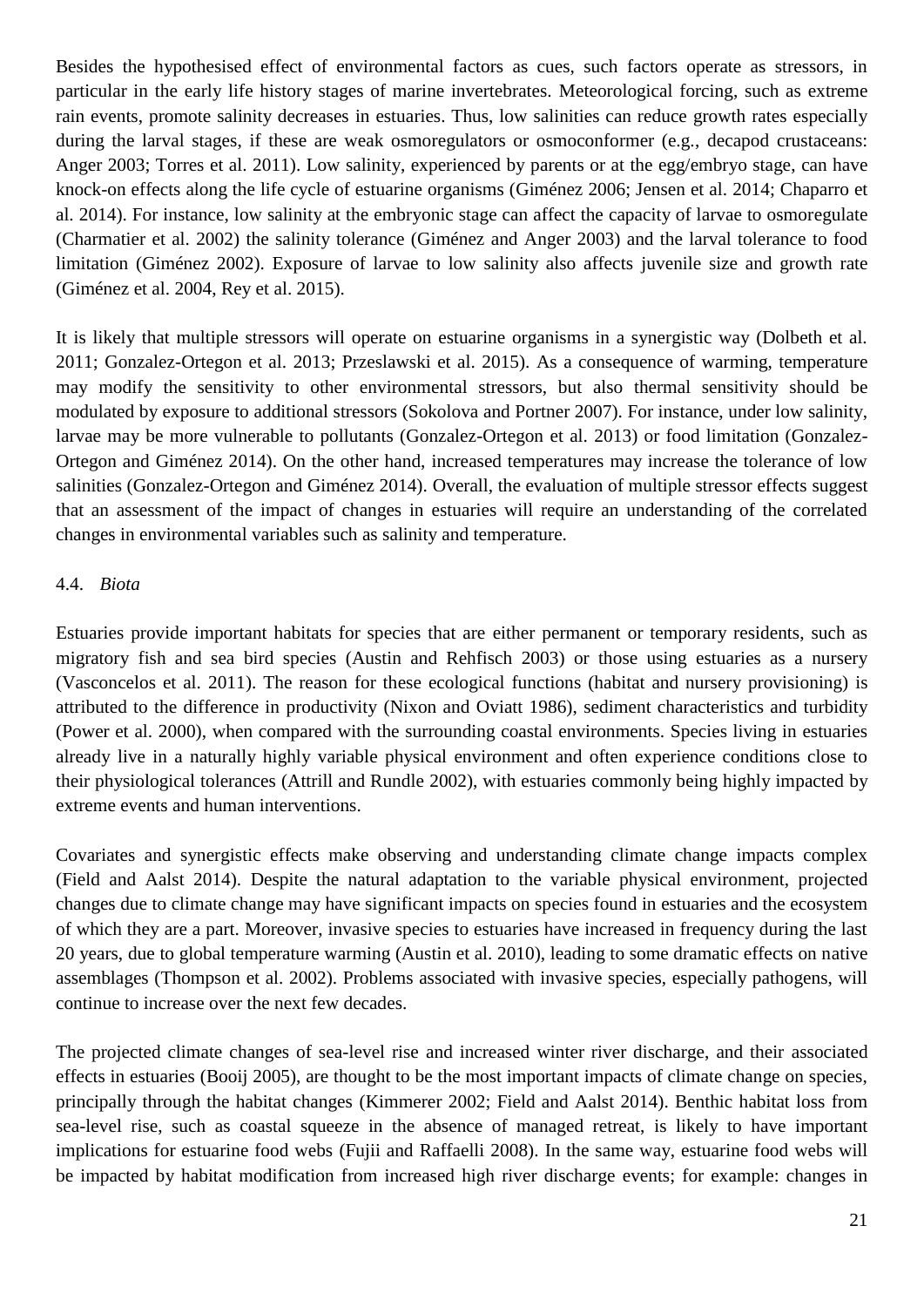Besides the hypothesised effect of environmental factors as cues, such factors operate as stressors, in particular in the early life history stages of marine invertebrates. Meteorological forcing, such as extreme rain events, promote salinity decreases in estuaries. Thus, low salinities can reduce growth rates especially during the larval stages, if these are weak osmoregulators or osmoconformer (e.g., decapod crustaceans: Anger 2003; Torres et al. 2011). Low salinity, experienced by parents or at the egg/embryo stage, can have knock-on effects along the life cycle of estuarine organisms (Giménez 2006; Jensen et al. 2014; Chaparro et al. 2014). For instance, low salinity at the embryonic stage can affect the capacity of larvae to osmoregulate (Charmatier et al. 2002) the salinity tolerance (Giménez and Anger 2003) and the larval tolerance to food limitation (Giménez 2002). Exposure of larvae to low salinity also affects juvenile size and growth rate (Giménez et al. 2004, Rey et al. 2015).

It is likely that multiple stressors will operate on estuarine organisms in a synergistic way (Dolbeth et al. 2011; Gonzalez-Ortegon et al. 2013; Przeslawski et al. 2015). As a consequence of warming, temperature may modify the sensitivity to other environmental stressors, but also thermal sensitivity should be modulated by exposure to additional stressors (Sokolova and Portner 2007). For instance, under low salinity, larvae may be more vulnerable to pollutants (Gonzalez-Ortegon et al. 2013) or food limitation (Gonzalez-Ortegon and Giménez 2014). On the other hand, increased temperatures may increase the tolerance of low salinities (Gonzalez-Ortegon and Giménez 2014). Overall, the evaluation of multiple stressor effects suggest that an assessment of the impact of changes in estuaries will require an understanding of the correlated changes in environmental variables such as salinity and temperature.

### 4.4. *Biota*

Estuaries provide important habitats for species that are either permanent or temporary residents, such as migratory fish and sea bird species (Austin and Rehfisch 2003) or those using estuaries as a nursery (Vasconcelos et al. 2011). The reason for these ecological functions (habitat and nursery provisioning) is attributed to the difference in productivity (Nixon and Oviatt 1986), sediment characteristics and turbidity (Power et al. 2000), when compared with the surrounding coastal environments. Species living in estuaries already live in a naturally highly variable physical environment and often experience conditions close to their physiological tolerances (Attrill and Rundle 2002), with estuaries commonly being highly impacted by extreme events and human interventions.

Covariates and synergistic effects make observing and understanding climate change impacts complex (Field and Aalst 2014). Despite the natural adaptation to the variable physical environment, projected changes due to climate change may have significant impacts on species found in estuaries and the ecosystem of which they are a part. Moreover, invasive species to estuaries have increased in frequency during the last 20 years, due to global temperature warming (Austin et al. 2010), leading to some dramatic effects on native assemblages (Thompson et al. 2002). Problems associated with invasive species, especially pathogens, will continue to increase over the next few decades.

The projected climate changes of sea-level rise and increased winter river discharge, and their associated effects in estuaries (Booij 2005), are thought to be the most important impacts of climate change on species, principally through the habitat changes (Kimmerer 2002; Field and Aalst 2014). Benthic habitat loss from sea-level rise, such as coastal squeeze in the absence of managed retreat, is likely to have important implications for estuarine food webs (Fujii and Raffaelli 2008). In the same way, estuarine food webs will be impacted by habitat modification from increased high river discharge events; for example: changes in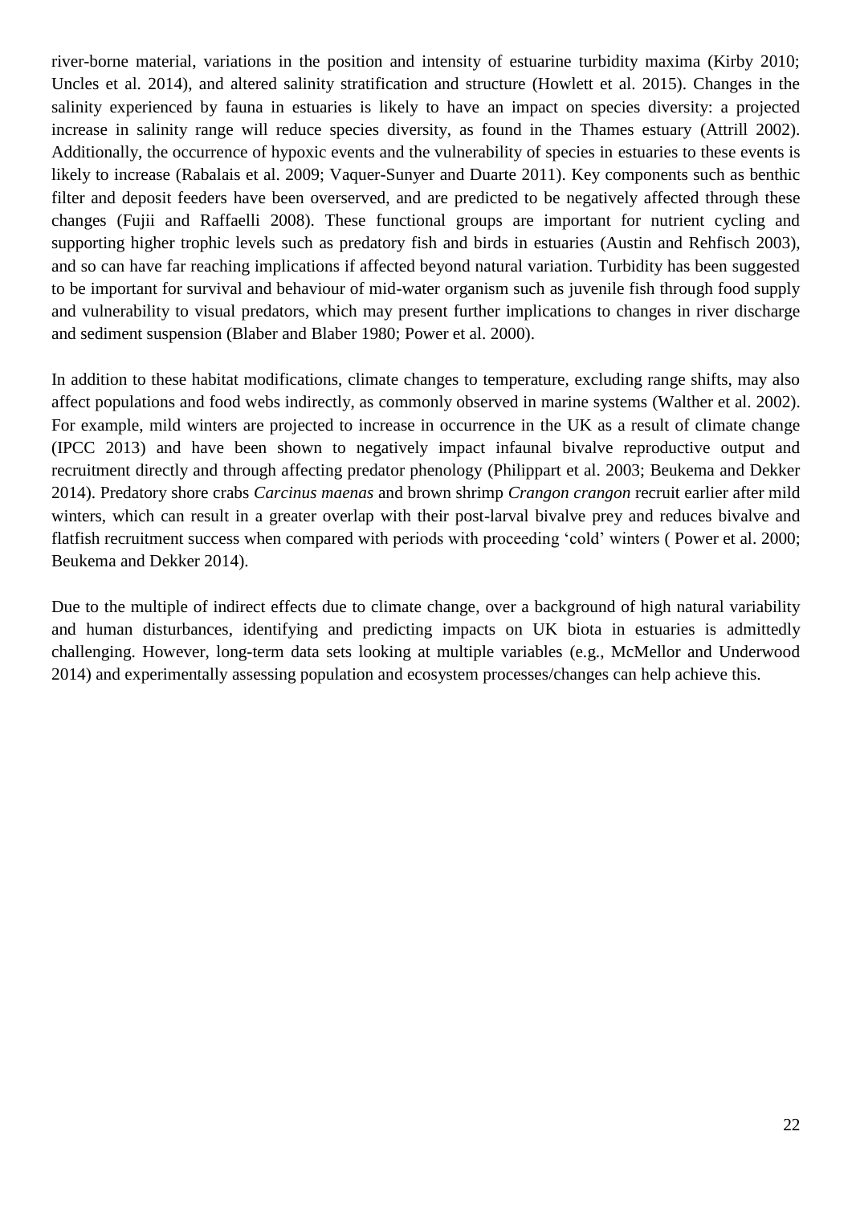river-borne material, variations in the position and intensity of estuarine turbidity maxima (Kirby 2010; Uncles et al. 2014), and altered salinity stratification and structure (Howlett et al. 2015). Changes in the salinity experienced by fauna in estuaries is likely to have an impact on species diversity: a projected increase in salinity range will reduce species diversity, as found in the Thames estuary (Attrill 2002). Additionally, the occurrence of hypoxic events and the vulnerability of species in estuaries to these events is likely to increase (Rabalais et al. 2009; Vaquer-Sunyer and Duarte 2011). Key components such as benthic filter and deposit feeders have been overserved, and are predicted to be negatively affected through these changes (Fujii and Raffaelli 2008). These functional groups are important for nutrient cycling and supporting higher trophic levels such as predatory fish and birds in estuaries (Austin and Rehfisch 2003), and so can have far reaching implications if affected beyond natural variation. Turbidity has been suggested to be important for survival and behaviour of mid-water organism such as juvenile fish through food supply and vulnerability to visual predators, which may present further implications to changes in river discharge and sediment suspension (Blaber and Blaber 1980; Power et al. 2000).

In addition to these habitat modifications, climate changes to temperature, excluding range shifts, may also affect populations and food webs indirectly, as commonly observed in marine systems (Walther et al. 2002). For example, mild winters are projected to increase in occurrence in the UK as a result of climate change (IPCC 2013) and have been shown to negatively impact infaunal bivalve reproductive output and recruitment directly and through affecting predator phenology (Philippart et al. 2003; Beukema and Dekker 2014). Predatory shore crabs *Carcinus maenas* and brown shrimp *Crangon crangon* recruit earlier after mild winters, which can result in a greater overlap with their post-larval bivalve prey and reduces bivalve and flatfish recruitment success when compared with periods with proceeding 'cold' winters ( Power et al. 2000; Beukema and Dekker 2014).

Due to the multiple of indirect effects due to climate change, over a background of high natural variability and human disturbances, identifying and predicting impacts on UK biota in estuaries is admittedly challenging. However, long-term data sets looking at multiple variables (e.g., McMellor and Underwood 2014) and experimentally assessing population and ecosystem processes/changes can help achieve this.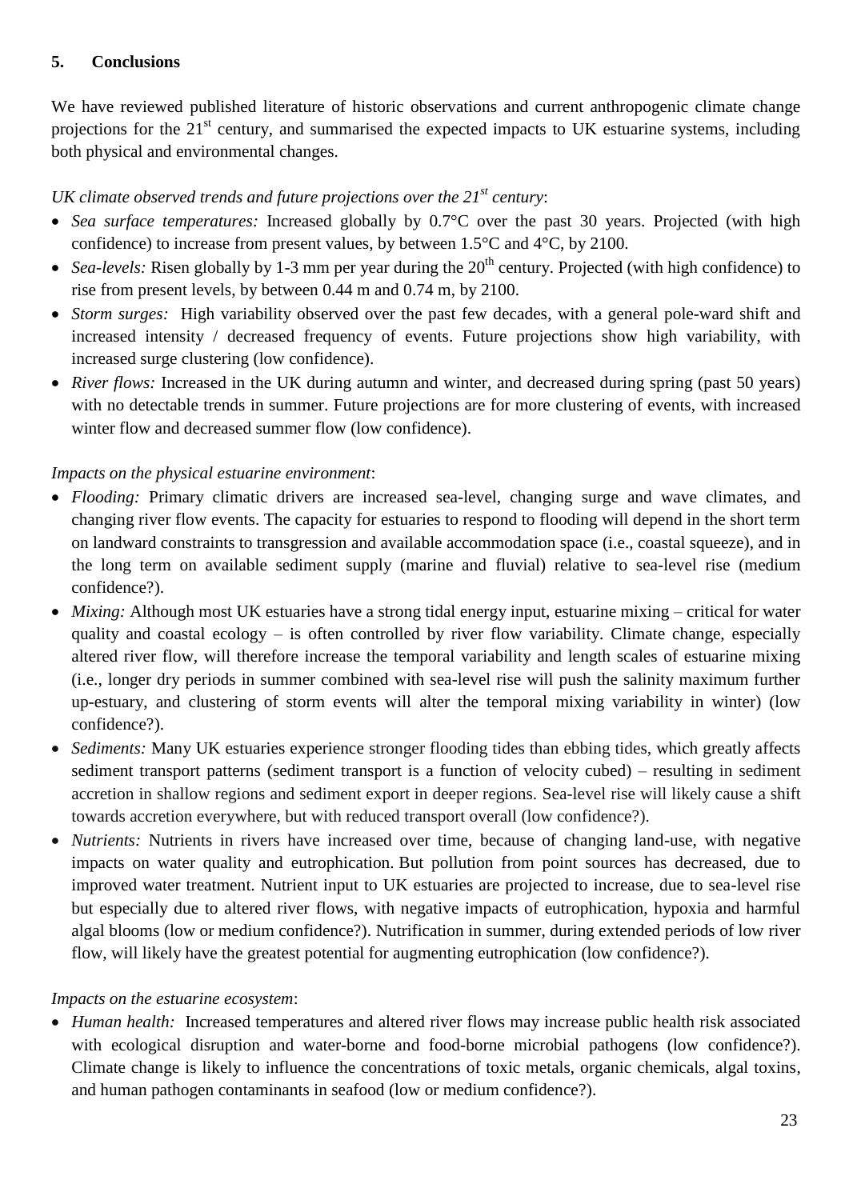## 5. Conclusions

We have reviewed published literature of historic observations and current anthropogenic climate change projections for the 21st century, and summarised the expected impacts to UK estuarine systems, including both physical and environmental changes.

*UK climate observed trends and future projections over the 21st century*:

- *Sea surface temperatures:* Increased globally by 0.7°C over the past 30 years. Projected (with high confidence) to increase from present values, by between 1.5°C and 4°C, by 2100.
- *Sea-levels:* Risen globally by 1-3 mm per year during the 20th century. Projected (with high confidence) to rise from present levels, by between 0.44 m and 0.74 m, by 2100.
- *Storm surges:* High variability observed over the past few decades, with a general pole-ward shift and increased intensity / decreased frequency of events. Future projections show high variability, with increased surge clustering (low confidence).
- *River flows:* Increased in the UK during autumn and winter, and decreased during spring (past 50 years) with no detectable trends in summer. Future projections are for more clustering of events, with increased winter flow and decreased summer flow (low confidence).

*Impacts on the physical estuarine environment*:

- *Flooding:* Primary climatic drivers are increased sea-level, changing surge and wave climates, and changing river flow events. The capacity for estuaries to respond to flooding will depend in the short term on landward constraints to transgression and available accommodation space (i.e., coastal squeeze), and in the long term on available sediment supply (marine and fluvial) relative to sea-level rise (medium confidence?).
- *Mixing:* Although most UK estuaries have a strong tidal energy input, estuarine mixing – critical for water quality and coastal ecology – is often controlled by river flow variability. Climate change, especially altered river flow, will therefore increase the temporal variability and length scales of estuarine mixing (i.e., longer dry periods in summer combined with sea-level rise will push the salinity maximum further up-estuary, and clustering of storm events will alter the temporal mixing variability in winter) (low confidence?).
- *Sediments:* Many UK estuaries experience stronger flooding tides than ebbing tides, which greatly affects sediment transport patterns (sediment transport is a function of velocity cubed) – resulting in sediment accretion in shallow regions and sediment export in deeper regions. Sea-level rise will likely cause a shift towards accretion everywhere, but with reduced transport overall (low confidence?).
- *Nutrients:* Nutrients in rivers have increased over time, because of changing land-use, with negative impacts on water quality and eutrophication. But pollution from point sources has decreased, due to improved water treatment. Nutrient input to UK estuaries are projected to increase, due to sea-level rise but especially due to altered river flows, with negative impacts of eutrophication, hypoxia and harmful algal blooms (low or medium confidence?). Nutrification in summer, during extended periods of low river flow, will likely have the greatest potential for augmenting eutrophication (low confidence?).

*Impacts on the estuarine ecosystem*:

- *Human health:* Increased temperatures and altered river flows may increase public health risk associated with ecological disruption and water-borne and food-borne microbial pathogens (low confidence?). Climate change is likely to influence the concentrations of toxic metals, organic chemicals, algal toxins, and human pathogen contaminants in seafood (low or medium confidence?).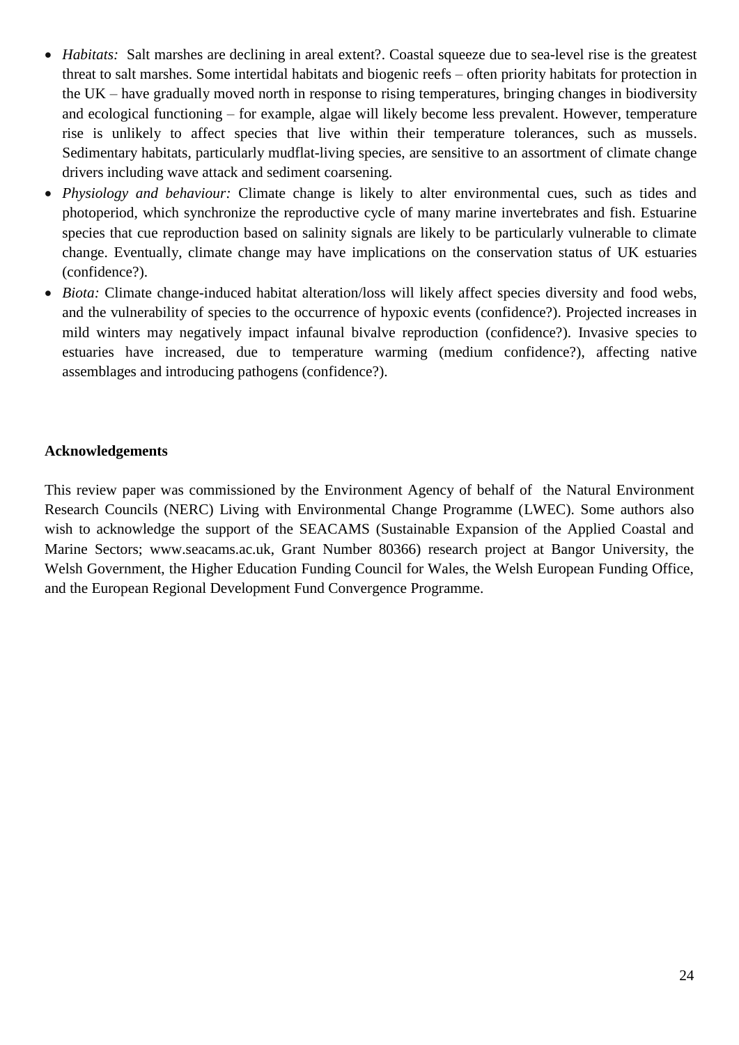- *Habitats:* Salt marshes are declining in areal extent?. Coastal squeeze due to sea-level rise is the greatest threat to salt marshes. Some intertidal habitats and biogenic reefs – often priority habitats for protection in the UK – have gradually moved north in response to rising temperatures, bringing changes in biodiversity and ecological functioning – for example, algae will likely become less prevalent. However, temperature rise is unlikely to affect species that live within their temperature tolerances, such as mussels. Sedimentary habitats, particularly mudflat-living species, are sensitive to an assortment of climate change drivers including wave attack and sediment coarsening.
- *Physiology and behaviour:* Climate change is likely to alter environmental cues, such as tides and photoperiod, which synchronize the reproductive cycle of many marine invertebrates and fish. Estuarine species that cue reproduction based on salinity signals are likely to be particularly vulnerable to climate change. Eventually, climate change may have implications on the conservation status of UK estuaries (confidence?).
- *Biota:* Climate change-induced habitat alteration/loss will likely affect species diversity and food webs, and the vulnerability of species to the occurrence of hypoxic events (confidence?). Projected increases in mild winters may negatively impact infaunal bivalve reproduction (confidence?). Invasive species to estuaries have increased, due to temperature warming (medium confidence?), affecting native assemblages and introducing pathogens (confidence?).

**Acknowledgements**

This review paper was commissioned by the Environment Agency of behalf of the Natural Environment Research Councils (NERC) Living with Environmental Change Programme (LWEC). Some authors also wish to acknowledge the support of the SEACAMS (Sustainable Expansion of the Applied Coastal and Marine Sectors; www.seacams.ac.uk, Grant Number 80366) research project at Bangor University, the Welsh Government, the Higher Education Funding Council for Wales, the Welsh European Funding Office, and the European Regional Development Fund Convergence Programme.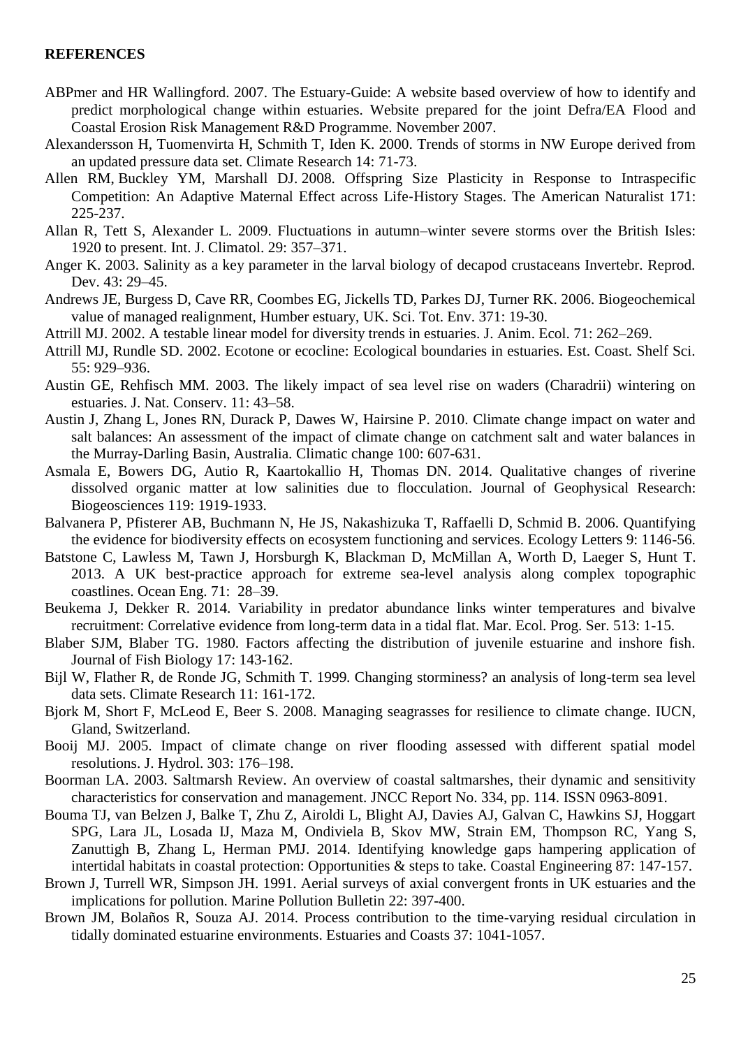**REFERENCES**

ABPmer and HR Wallingford. 2007. The Estuary-Guide: A website based overview of how to identify and predict morphological change within estuaries. Website prepared for the joint Defra/EA Flood and Coastal Erosion Risk Management R&D Programme. November 2007.

Alexandersson H, Tuomenvirta H, Schmith T, Iden K. 2000. Trends of storms in NW Europe derived from an updated pressure data set. Climate Research 14: 71-73.

Allen RM, Buckley YM, Marshall DJ. 2008. Offspring Size Plasticity in Response to Intraspecific Competition: An Adaptive Maternal Effect across Life‐History Stages. The American Naturalist 171: 225-237.

Allan R, Tett S, Alexander L. 2009. Fluctuations in autumn–winter severe storms over the British Isles: 1920 to present. Int. J. Climatol. 29: 357–371.

Anger K. 2003. Salinity as a key parameter in the larval biology of decapod crustaceans Invertebr. Reprod. Dev. 43: 29–45.

Andrews JE, Burgess D, Cave RR, Coombes EG, Jickells TD, Parkes DJ, Turner RK. 2006. Biogeochemical value of managed realignment, Humber estuary, UK. Sci. Tot. Env. 371: 19-30.

Attrill MJ. 2002. A testable linear model for diversity trends in estuaries. J. Anim. Ecol. 71: 262–269.

Attrill MJ, Rundle SD. 2002. Ecotone or ecocline: Ecological boundaries in estuaries. Est. Coast. Shelf Sci. 55: 929–936.

Austin GE, Rehfisch MM. 2003. The likely impact of sea level rise on waders (Charadrii) wintering on estuaries. J. Nat. Conserv. 11: 43–58.

Austin J, Zhang L, Jones RN, Durack P, Dawes W, Hairsine P. 2010. Climate change impact on water and salt balances: An assessment of the impact of climate change on catchment salt and water balances in the Murray-Darling Basin, Australia. Climatic change 100: 607-631.

Asmala E, Bowers DG, Autio R, Kaartokallio H, Thomas DN. 2014. Qualitative changes of riverine dissolved organic matter at low salinities due to flocculation. Journal of Geophysical Research: Biogeosciences 119: 1919-1933.

Balvanera P, Pfisterer AB, Buchmann N, He JS, Nakashizuka T, Raffaelli D, Schmid B. 2006. Quantifying the evidence for biodiversity effects on ecosystem functioning and services. Ecology Letters 9: 1146-56.

Batstone C, Lawless M, Tawn J, Horsburgh K, Blackman D, McMillan A, Worth D, Laeger S, Hunt T. 2013. A UK best-practice approach for extreme sea-level analysis along complex topographic coastlines. Ocean Eng. 71: 28–39.

Beukema J, Dekker R. 2014. Variability in predator abundance links winter temperatures and bivalve recruitment: Correlative evidence from long-term data in a tidal flat. Mar. Ecol. Prog. Ser. 513: 1-15.

Blaber SJM, Blaber TG. 1980. Factors affecting the distribution of juvenile estuarine and inshore fish. Journal of Fish Biology 17: 143-162.

Bijl W, Flather R, de Ronde JG, Schmith T. 1999. Changing storminess? an analysis of long-term sea level data sets. Climate Research 11: 161-172.

Bjork M, Short F, McLeod E, Beer S. 2008. Managing seagrasses for resilience to climate change. IUCN, Gland, Switzerland.

Booij MJ. 2005. Impact of climate change on river flooding assessed with different spatial model resolutions. J. Hydrol. 303: 176–198.

Boorman LA. 2003. Saltmarsh Review. An overview of coastal saltmarshes, their dynamic and sensitivity characteristics for conservation and management. JNCC Report No. 334, pp. 114. ISSN 0963-8091.

Bouma TJ, van Belzen J, Balke T, Zhu Z, Airoldi L, Blight AJ, Davies AJ, Galvan C, Hawkins SJ, Hoggart SPG, Lara JL, Losada IJ, Maza M, Ondiviela B, Skov MW, Strain EM, Thompson RC, Yang S, Zanuttigh B, Zhang L, Herman PMJ. 2014. Identifying knowledge gaps hampering application of intertidal habitats in coastal protection: Opportunities & steps to take. Coastal Engineering 87: 147-157.

Brown J, Turrell WR, Simpson JH. 1991. Aerial surveys of axial convergent fronts in UK estuaries and the implications for pollution. Marine Pollution Bulletin 22: 397-400.

Brown JM, Bolaños R, Souza AJ. 2014. Process contribution to the time-varying residual circulation in tidally dominated estuarine environments. Estuaries and Coasts 37: 1041-1057.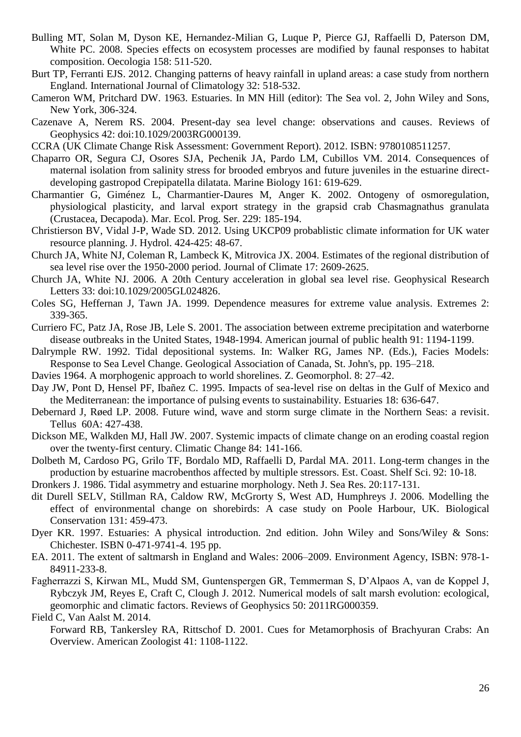Bulling MT, Solan M, Dyson KE, Hernandez-Milian G, Luque P, Pierce GJ, Raffaelli D, Paterson DM, White PC. 2008. Species effects on ecosystem processes are modified by faunal responses to habitat composition. Oecologia 158: 511-520.

Burt TP, Ferranti EJS. 2012. Changing patterns of heavy rainfall in upland areas: a case study from northern England. International Journal of Climatology 32: 518-532.

Cameron WM, Pritchard DW. 1963. Estuaries. In MN Hill (editor): The Sea vol. 2, John Wiley and Sons, New York, 306-324.

Cazenave A, Nerem RS. 2004. Present-day sea level change: observations and causes. Reviews of Geophysics 42: doi:10.1029/2003RG000139.

CCRA (UK Climate Change Risk Assessment: Government Report). 2012. ISBN: 9780108511257.

Chaparro OR, Segura CJ, Osores SJA, Pechenik JA, Pardo LM, Cubillos VM. 2014. Consequences of maternal isolation from salinity stress for brooded embryos and future juveniles in the estuarine direct-developing gastropod Crepipatella dilatata. Marine Biology 161: 619-629.

Charmantier G, Giménez L, Charmantier-Daures M, Anger K. 2002. Ontogeny of osmoregulation, physiological plasticity, and larval export strategy in the grapsid crab Chasmagnathus granulata (Crustacea, Decapoda). Mar. Ecol. Prog. Ser. 229: 185-194.

Christierson BV, Vidal J-P, Wade SD. 2012. Using UKCP09 probablistic climate information for UK water resource planning. J. Hydrol. 424-425: 48-67.

Church JA, White NJ, Coleman R, Lambeck K, Mitrovica JX. 2004. Estimates of the regional distribution of sea level rise over the 1950-2000 period. Journal of Climate 17: 2609-2625.

Church JA, White NJ. 2006. A 20th Century acceleration in global sea level rise. Geophysical Research Letters 33: doi:10.1029/2005GL024826.

Coles SG, Heffernan J, Tawn JA. 1999. Dependence measures for extreme value analysis. Extremes 2: 339-365.

Curriero FC, Patz JA, Rose JB, Lele S. 2001. The association between extreme precipitation and waterborne disease outbreaks in the United States, 1948-1994. American journal of public health 91: 1194-1199.

Dalrymple RW. 1992. Tidal depositional systems. In: Walker RG, James NP. (Eds.), Facies Models: Response to Sea Level Change. Geological Association of Canada, St. John's, pp. 195–218.

Davies 1964. A morphogenic approach to world shorelines. Z. Geomorphol. 8: 27–42.

Day JW, Pont D, Hensel PF, Ibañez C. 1995. Impacts of sea-level rise on deltas in the Gulf of Mexico and the Mediterranean: the importance of pulsing events to sustainability. Estuaries 18: 636-647.

Debernard J, Røed LP. 2008. Future wind, wave and storm surge climate in the Northern Seas: a revisit. Tellus 60A: 427-438.

Dickson ME, Walkden MJ, Hall JW. 2007. Systemic impacts of climate change on an eroding coastal region over the twenty-first century. Climatic Change 84: 141-166.

Dolbeth M, Cardoso PG, Grilo TF, Bordalo MD, Raffaelli D, Pardal MA. 2011. Long-term changes in the production by estuarine macrobenthos affected by multiple stressors. Est. Coast. Shelf Sci. 92: 10-18.

Dronkers J. 1986. Tidal asymmetry and estuarine morphology. Neth J. Sea Res. 20:117-131.

dit Durell SELV, Stillman RA, Caldow RW, McGrorty S, West AD, Humphreys J. 2006. Modelling the effect of environmental change on shorebirds: A case study on Poole Harbour, UK. Biological Conservation 131: 459-473.

Dyer KR. 1997. Estuaries: A physical introduction. 2nd edition. John Wiley and Sons/Wiley & Sons: Chichester. ISBN 0-471-9741-4. 195 pp.

EA. 2011. The extent of saltmarsh in England and Wales: 2006–2009. Environment Agency, ISBN: 978-1-84911-233-8.

Fagherrazzi S, Kirwan ML, Mudd SM, Guntenspergen GR, Temmerman S, D'Alpaos A, van de Koppel J, Rybczyk JM, Reyes E, Craft C, Clough J. 2012. Numerical models of salt marsh evolution: ecological, geomorphic and climatic factors. Reviews of Geophysics 50: 2011RG000359.

Field C, Van Aalst M. 2014.

Forward RB, Tankersley RA, Rittschof D. 2001. Cues for Metamorphosis of Brachyuran Crabs: An Overview. American Zoologist 41: 1108-1122.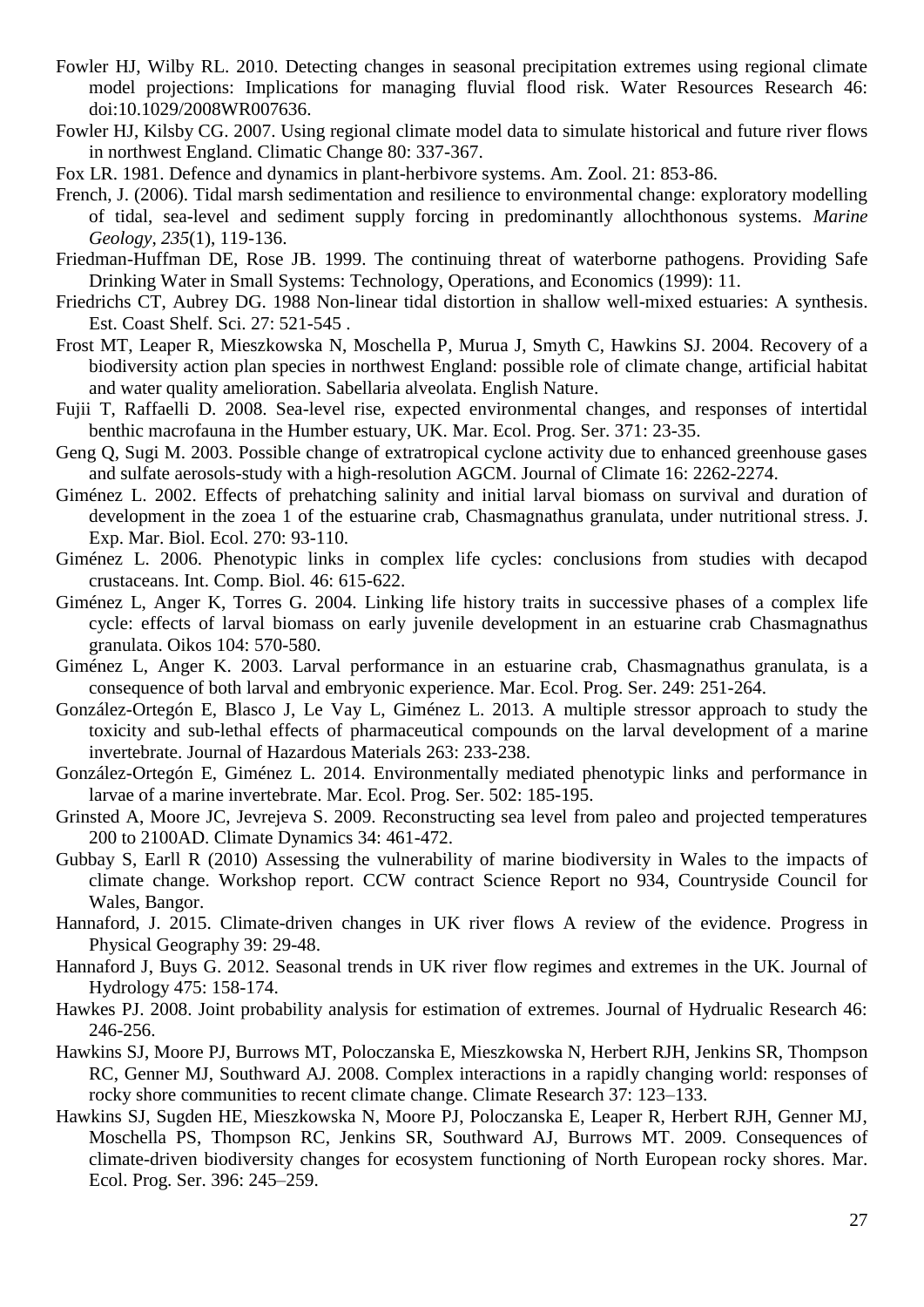Fowler HJ, Wilby RL. 2010. Detecting changes in seasonal precipitation extremes using regional climate model projections: Implications for managing fluvial flood risk. Water Resources Research 46: doi:10.1029/2008WR007636.

Fowler HJ, Kilsby CG. 2007. Using regional climate model data to simulate historical and future river flows in northwest England. Climatic Change 80: 337-367.

Fox LR. 1981. Defence and dynamics in plant-herbivore systems. Am. Zool. 21: 853-86.

French, J. (2006). Tidal marsh sedimentation and resilience to environmental change: exploratory modelling of tidal, sea-level and sediment supply forcing in predominantly allochthonous systems. *Marine Geology*, *235*(1), 119-136.

Friedman-Huffman DE, Rose JB. 1999. The continuing threat of waterborne pathogens. Providing Safe Drinking Water in Small Systems: Technology, Operations, and Economics (1999): 11.

Friedrichs CT, Aubrey DG. 1988 Non-linear tidal distortion in shallow well-mixed estuaries: A synthesis. Est. Coast Shelf. Sci. 27: 521-545 .

Frost MT, Leaper R, Mieszkowska N, Moschella P, Murua J, Smyth C, Hawkins SJ. 2004. Recovery of a biodiversity action plan species in northwest England: possible role of climate change, artificial habitat and water quality amelioration. Sabellaria alveolata. English Nature.

Fujii T, Raffaelli D. 2008. Sea-level rise, expected environmental changes, and responses of intertidal benthic macrofauna in the Humber estuary, UK. Mar. Ecol. Prog. Ser. 371: 23-35.

Geng Q, Sugi M. 2003. Possible change of extratropical cyclone activity due to enhanced greenhouse gases and sulfate aerosols-study with a high-resolution AGCM. Journal of Climate 16: 2262-2274.

Giménez L. 2002. Effects of prehatching salinity and initial larval biomass on survival and duration of development in the zoea 1 of the estuarine crab, Chasmagnathus granulata, under nutritional stress. J. Exp. Mar. Biol. Ecol. 270: 93-110.

Giménez L. 2006. Phenotypic links in complex life cycles: conclusions from studies with decapod crustaceans. Int. Comp. Biol. 46: 615-622.

Giménez L, Anger K, Torres G. 2004. Linking life history traits in successive phases of a complex life cycle: effects of larval biomass on early juvenile development in an estuarine crab Chasmagnathus granulata. Oikos 104: 570-580.

Giménez L, Anger K. 2003. Larval performance in an estuarine crab, Chasmagnathus granulata, is a consequence of both larval and embryonic experience. Mar. Ecol. Prog. Ser. 249: 251-264.

González-Ortegón E, Blasco J, Le Vay L, Giménez L. 2013. A multiple stressor approach to study the toxicity and sub-lethal effects of pharmaceutical compounds on the larval development of a marine invertebrate. Journal of Hazardous Materials 263: 233-238.

González-Ortegón E, Giménez L. 2014. Environmentally mediated phenotypic links and performance in larvae of a marine invertebrate. Mar. Ecol. Prog. Ser. 502: 185-195.

Grinsted A, Moore JC, Jevrejeva S. 2009. Reconstructing sea level from paleo and projected temperatures 200 to 2100AD. Climate Dynamics 34: 461-472.

Gubbay S, Earll R (2010) Assessing the vulnerability of marine biodiversity in Wales to the impacts of climate change. Workshop report. CCW contract Science Report no 934, Countryside Council for Wales, Bangor.

Hannaford, J. 2015. Climate-driven changes in UK river flows A review of the evidence. Progress in Physical Geography 39: 29-48.

Hannaford J, Buys G. 2012. Seasonal trends in UK river flow regimes and extremes in the UK. Journal of Hydrology 475: 158-174.

Hawkes PJ. 2008. Joint probability analysis for estimation of extremes. Journal of Hydrualic Research 46: 246-256.

Hawkins SJ, Moore PJ, Burrows MT, Poloczanska E, Mieszkowska N, Herbert RJH, Jenkins SR, Thompson RC, Genner MJ, Southward AJ. 2008. Complex interactions in a rapidly changing world: responses of rocky shore communities to recent climate change. Climate Research 37: 123–133.

Hawkins SJ, Sugden HE, Mieszkowska N, Moore PJ, Poloczanska E, Leaper R, Herbert RJH, Genner MJ, Moschella PS, Thompson RC, Jenkins SR, Southward AJ, Burrows MT. 2009. Consequences of climate-driven biodiversity changes for ecosystem functioning of North European rocky shores. Mar. Ecol. Prog. Ser. 396: 245–259.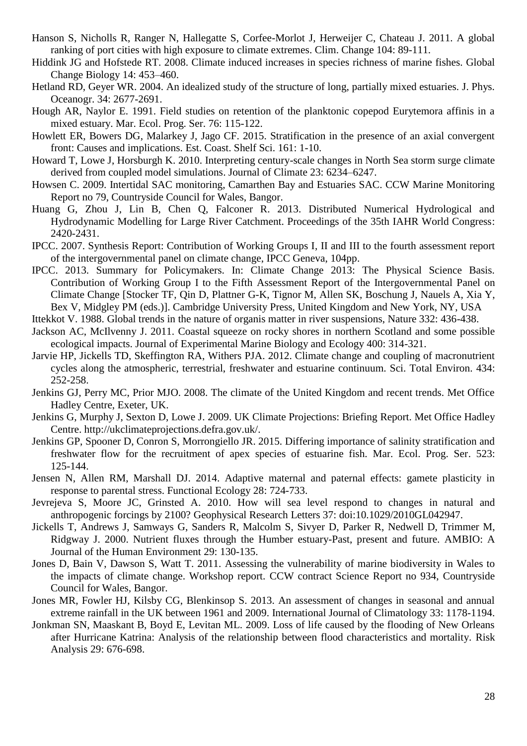Hanson S, Nicholls R, Ranger N, Hallegatte S, Corfee-Morlot J, Herweijer C, Chateau J. 2011. A global ranking of port cities with high exposure to climate extremes. Clim. Change 104: 89-111.

Hiddink JG and Hofstede RT. 2008. Climate induced increases in species richness of marine fishes. Global Change Biology 14: 453–460.

Hetland RD, Geyer WR. 2004. An idealized study of the structure of long, partially mixed estuaries. J. Phys. Oceanogr. 34: 2677-2691.

Hough AR, Naylor E. 1991. Field studies on retention of the planktonic copepod Eurytemora affinis in a mixed estuary. Mar. Ecol. Prog. Ser. 76: 115-122.

Howlett ER, Bowers DG, Malarkey J, Jago CF. 2015. Stratification in the presence of an axial convergent front: Causes and implications. Est. Coast. Shelf Sci. 161: 1-10.

Howard T, Lowe J, Horsburgh K. 2010. Interpreting century-scale changes in North Sea storm surge climate derived from coupled model simulations. Journal of Climate 23: 6234–6247.

Howsen C. 2009. Intertidal SAC monitoring, Camarthen Bay and Estuaries SAC. CCW Marine Monitoring Report no 79, Countryside Council for Wales, Bangor.

Huang G, Zhou J, Lin B, Chen Q, Falconer R. 2013. Distributed Numerical Hydrological and Hydrodynamic Modelling for Large River Catchment. Proceedings of the 35th IAHR World Congress: 2420-2431.

IPCC. 2007. Synthesis Report: Contribution of Working Groups I, II and III to the fourth assessment report of the intergovernmental panel on climate change, IPCC Geneva, 104pp.

IPCC. 2013. Summary for Policymakers. In: Climate Change 2013: The Physical Science Basis. Contribution of Working Group I to the Fifth Assessment Report of the Intergovernmental Panel on Climate Change [Stocker TF, Qin D, Plattner G-K, Tignor M, Allen SK, Boschung J, Nauels A, Xia Y, Bex V, Midgley PM (eds.)]. Cambridge University Press, United Kingdom and New York, NY, USA

Ittekkot V. 1988. Global trends in the nature of organis matter in river suspensions, Nature 332: 436-438.

Jackson AC, McIlvenny J. 2011. Coastal squeeze on rocky shores in northern Scotland and some possible ecological impacts. Journal of Experimental Marine Biology and Ecology 400: 314-321.

Jarvie HP, Jickells TD, Skeffington RA, Withers PJA. 2012. Climate change and coupling of macronutrient cycles along the atmospheric, terrestrial, freshwater and estuarine continuum. Sci. Total Environ. 434: 252-258.

Jenkins GJ, Perry MC, Prior MJO. 2008. The climate of the United Kingdom and recent trends. Met Office Hadley Centre, Exeter, UK.

Jenkins G, Murphy J, Sexton D, Lowe J. 2009. UK Climate Projections: Briefing Report. Met Office Hadley Centre. http://ukclimateprojections.defra.gov.uk/.

Jenkins GP, Spooner D, Conron S, Morrongiello JR. 2015. Differing importance of salinity stratification and freshwater flow for the recruitment of apex species of estuarine fish. Mar. Ecol. Prog. Ser. 523: 125-144.

Jensen N, Allen RM, Marshall DJ. 2014. Adaptive maternal and paternal effects: gamete plasticity in response to parental stress. Functional Ecology 28: 724-733.

Jevrejeva S, Moore JC, Grinsted A. 2010. How will sea level respond to changes in natural and anthropogenic forcings by 2100? Geophysical Research Letters 37: doi:10.1029/2010GL042947.

Jickells T, Andrews J, Samways G, Sanders R, Malcolm S, Sivyer D, Parker R, Nedwell D, Trimmer M, Ridgway J. 2000. Nutrient fluxes through the Humber estuary-Past, present and future. AMBIO: A Journal of the Human Environment 29: 130-135.

Jones D, Bain V, Dawson S, Watt T. 2011. Assessing the vulnerability of marine biodiversity in Wales to the impacts of climate change. Workshop report. CCW contract Science Report no 934, Countryside Council for Wales, Bangor.

Jones MR, Fowler HJ, Kilsby CG, Blenkinsop S. 2013. An assessment of changes in seasonal and annual extreme rainfall in the UK between 1961 and 2009. International Journal of Climatology 33: 1178-1194.

Jonkman SN, Maaskant B, Boyd E, Levitan ML. 2009. Loss of life caused by the flooding of New Orleans after Hurricane Katrina: Analysis of the relationship between flood characteristics and mortality. Risk Analysis 29: 676-698.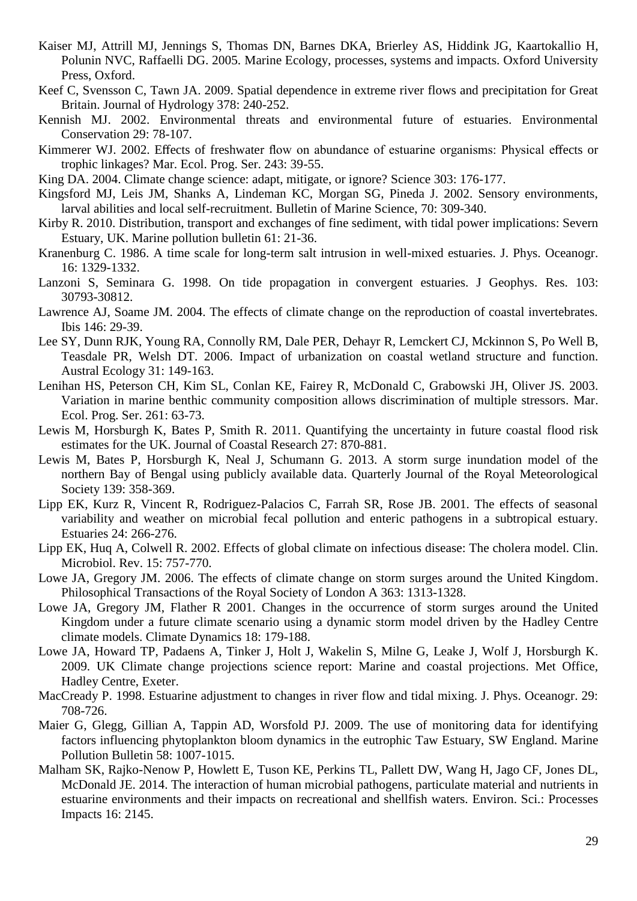Kaiser MJ, Attrill MJ, Jennings S, Thomas DN, Barnes DKA, Brierley AS, Hiddink JG, Kaartokallio H, Polunin NVC, Raffaelli DG. 2005. Marine Ecology, processes, systems and impacts. Oxford University Press, Oxford.

Keef C, Svensson C, Tawn JA. 2009. Spatial dependence in extreme river flows and precipitation for Great Britain. Journal of Hydrology 378: 240-252.

Kennish MJ. 2002. Environmental threats and environmental future of estuaries. Environmental Conservation 29: 78-107.

Kimmerer WJ. 2002. Effects of freshwater flow on abundance of estuarine organisms: Physical effects or trophic linkages? Mar. Ecol. Prog. Ser. 243: 39-55.

King DA. 2004. Climate change science: adapt, mitigate, or ignore? Science 303: 176-177.

Kingsford MJ, Leis JM, Shanks A, Lindeman KC, Morgan SG, Pineda J. 2002. Sensory environments, larval abilities and local self-recruitment. Bulletin of Marine Science, 70: 309-340.

Kirby R. 2010. Distribution, transport and exchanges of fine sediment, with tidal power implications: Severn Estuary, UK. Marine pollution bulletin 61: 21-36.

Kranenburg C. 1986. A time scale for long-term salt intrusion in well-mixed estuaries. J. Phys. Oceanogr. 16: 1329-1332.

Lanzoni S, Seminara G. 1998. On tide propagation in convergent estuaries. J Geophys. Res. 103: 30793-30812.

Lawrence AJ, Soame JM. 2004. The effects of climate change on the reproduction of coastal invertebrates. Ibis 146: 29-39.

Lee SY, Dunn RJK, Young RA, Connolly RM, Dale PER, Dehayr R, Lemckert CJ, Mckinnon S, Po Well B, Teasdale PR, Welsh DT. 2006. Impact of urbanization on coastal wetland structure and function. Austral Ecology 31: 149-163.

Lenihan HS, Peterson CH, Kim SL, Conlan KE, Fairey R, McDonald C, Grabowski JH, Oliver JS. 2003. Variation in marine benthic community composition allows discrimination of multiple stressors. Mar. Ecol. Prog. Ser. 261: 63-73.

Lewis M, Horsburgh K, Bates P, Smith R. 2011. Quantifying the uncertainty in future coastal flood risk estimates for the UK. Journal of Coastal Research 27: 870-881.

Lewis M, Bates P, Horsburgh K, Neal J, Schumann G. 2013. A storm surge inundation model of the northern Bay of Bengal using publicly available data. Quarterly Journal of the Royal Meteorological Society 139: 358-369.

Lipp EK, Kurz R, Vincent R, Rodriguez-Palacios C, Farrah SR, Rose JB. 2001. The effects of seasonal variability and weather on microbial fecal pollution and enteric pathogens in a subtropical estuary. Estuaries 24: 266-276.

Lipp EK, Huq A, Colwell R. 2002. Effects of global climate on infectious disease: The cholera model. Clin. Microbiol. Rev. 15: 757-770.

Lowe JA, Gregory JM. 2006. The effects of climate change on storm surges around the United Kingdom. Philosophical Transactions of the Royal Society of London A 363: 1313-1328.

Lowe JA, Gregory JM, Flather R 2001. Changes in the occurrence of storm surges around the United Kingdom under a future climate scenario using a dynamic storm model driven by the Hadley Centre climate models. Climate Dynamics 18: 179-188.

Lowe JA, Howard TP, Padaens A, Tinker J, Holt J, Wakelin S, Milne G, Leake J, Wolf J, Horsburgh K. 2009. UK Climate change projections science report: Marine and coastal projections. Met Office, Hadley Centre, Exeter.

MacCready P. 1998. Estuarine adjustment to changes in river flow and tidal mixing. J. Phys. Oceanogr. 29: 708-726.

Maier G, Glegg, Gillian A, Tappin AD, Worsfold PJ. 2009. The use of monitoring data for identifying factors influencing phytoplankton bloom dynamics in the eutrophic Taw Estuary, SW England. Marine Pollution Bulletin 58: 1007-1015.

Malham SK, Rajko-Nenow P, Howlett E, Tuson KE, Perkins TL, Pallett DW, Wang H, Jago CF, Jones DL, McDonald JE. 2014. The interaction of human microbial pathogens, particulate material and nutrients in estuarine environments and their impacts on recreational and shellfish waters. Environ. Sci.: Processes Impacts 16: 2145.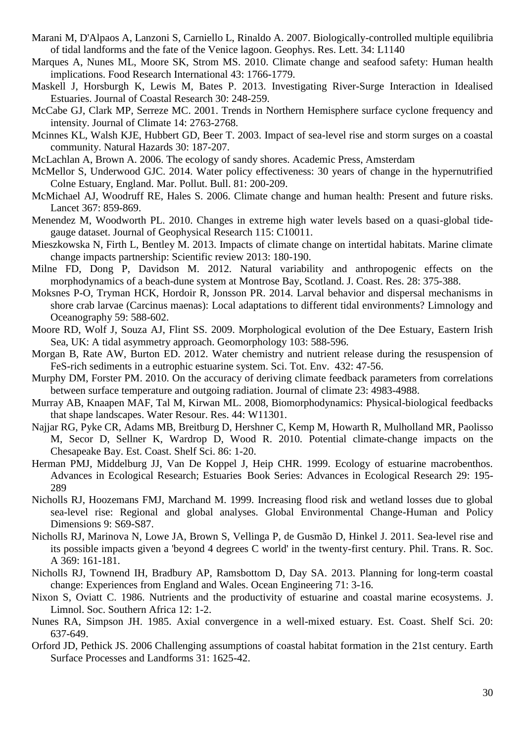Marani M, D'Alpaos A, Lanzoni S, Carniello L, Rinaldo A. 2007. Biologically-controlled multiple equilibria of tidal landforms and the fate of the Venice lagoon. Geophys. Res. Lett. 34: L1140

Marques A, Nunes ML, Moore SK, Strom MS. 2010. Climate change and seafood safety: Human health implications. Food Research International 43: 1766-1779.

Maskell J, Horsburgh K, Lewis M, Bates P. 2013. Investigating River-Surge Interaction in Idealised Estuaries. Journal of Coastal Research 30: 248-259.

McCabe GJ, Clark MP, Serreze MC. 2001. Trends in Northern Hemisphere surface cyclone frequency and intensity. Journal of Climate 14: 2763-2768.

Mcinnes KL, Walsh KJE, Hubbert GD, Beer T. 2003. Impact of sea-level rise and storm surges on a coastal community. Natural Hazards 30: 187-207.

McLachlan A, Brown A. 2006. The ecology of sandy shores. Academic Press, Amsterdam

McMellor S, Underwood GJC. 2014. Water policy effectiveness: 30 years of change in the hypernutrified Colne Estuary, England. Mar. Pollut. Bull. 81: 200-209.

McMichael AJ, Woodruff RE, Hales S. 2006. Climate change and human health: Present and future risks. Lancet 367: 859-869.

Menendez M, Woodworth PL. 2010. Changes in extreme high water levels based on a quasi-global tide-gauge dataset. Journal of Geophysical Research 115: C10011.

Mieszkowska N, Firth L, Bentley M. 2013. Impacts of climate change on intertidal habitats. Marine climate change impacts partnership: Scientific review 2013: 180-190.

Milne FD, Dong P, Davidson M. 2012. Natural variability and anthropogenic effects on the morphodynamics of a beach-dune system at Montrose Bay, Scotland. J. Coast. Res. 28: 375-388.

Moksnes P-O, Tryman HCK, Hordoir R, Jonsson PR. 2014. Larval behavior and dispersal mechanisms in shore crab larvae (Carcinus maenas): Local adaptations to different tidal environments? Limnology and Oceanography 59: 588-602.

Moore RD, Wolf J, Souza AJ, Flint SS. 2009. Morphological evolution of the Dee Estuary, Eastern Irish Sea, UK: A tidal asymmetry approach. Geomorphology 103: 588-596.

Morgan B, Rate AW, Burton ED. 2012. Water chemistry and nutrient release during the resuspension of FeS-rich sediments in a eutrophic estuarine system. Sci. Tot. Env. 432: 47-56.

Murphy DM, Forster PM. 2010. On the accuracy of deriving climate feedback parameters from correlations between surface temperature and outgoing radiation. Journal of climate 23: 4983-4988.

Murray AB, Knaapen MAF, Tal M, Kirwan ML. 2008, Biomorphodynamics: Physical-biological feedbacks that shape landscapes. Water Resour. Res. 44: W11301.

Najjar RG, Pyke CR, Adams MB, Breitburg D, Hershner C, Kemp M, Howarth R, Mulholland MR, Paolisso M, Secor D, Sellner K, Wardrop D, Wood R. 2010. Potential climate-change impacts on the Chesapeake Bay. Est. Coast. Shelf Sci. 86: 1-20.

Herman PMJ, Middelburg JJ, Van De Koppel J, Heip CHR. 1999. Ecology of estuarine macrobenthos. Advances in Ecological Research; Estuaries Book Series: Advances in Ecological Research 29: 195-289

Nicholls RJ, Hoozemans FMJ, Marchand M. 1999. Increasing flood risk and wetland losses due to global sea-level rise: Regional and global analyses. Global Environmental Change-Human and Policy Dimensions 9: S69-S87.

Nicholls RJ, Marinova N, Lowe JA, Brown S, Vellinga P, de Gusmão D, Hinkel J. 2011. Sea-level rise and its possible impacts given a 'beyond 4 degrees C world' in the twenty-first century. Phil. Trans. R. Soc. A 369: 161-181.

Nicholls RJ, Townend IH, Bradbury AP, Ramsbottom D, Day SA. 2013. Planning for long-term coastal change: Experiences from England and Wales. Ocean Engineering 71: 3-16.

Nixon S, Oviatt C. 1986. Nutrients and the productivity of estuarine and coastal marine ecosystems. J. Limnol. Soc. Southern Africa 12: 1-2.

Nunes RA, Simpson JH. 1985. Axial convergence in a well-mixed estuary. Est. Coast. Shelf Sci. 20: 637-649.

Orford JD, Pethick JS. 2006 Challenging assumptions of coastal habitat formation in the 21st century. Earth Surface Processes and Landforms 31: 1625-42.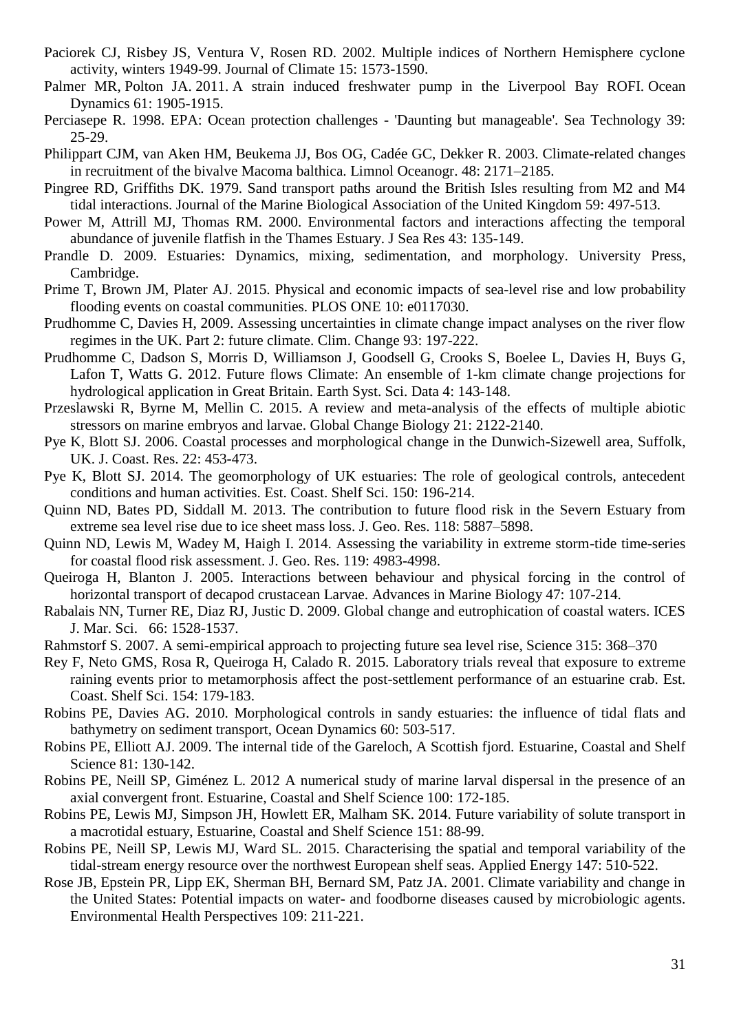Paciorek CJ, Risbey JS, Ventura V, Rosen RD. 2002. Multiple indices of Northern Hemisphere cyclone activity, winters 1949-99. Journal of Climate 15: 1573-1590.

Palmer MR, Polton JA. 2011. A strain induced freshwater pump in the Liverpool Bay ROFI. Ocean Dynamics 61: 1905-1915.

Perciasepe R. 1998. EPA: Ocean protection challenges - 'Daunting but manageable'. Sea Technology 39: 25-29.

Philippart CJM, van Aken HM, Beukema JJ, Bos OG, Cadée GC, Dekker R. 2003. Climate-related changes in recruitment of the bivalve Macoma balthica. Limnol Oceanogr. 48: 2171–2185.

Pingree RD, Griffiths DK. 1979. Sand transport paths around the British Isles resulting from M2 and M4 tidal interactions. Journal of the Marine Biological Association of the United Kingdom 59: 497-513.

Power M, Attrill MJ, Thomas RM. 2000. Environmental factors and interactions affecting the temporal abundance of juvenile flatfish in the Thames Estuary. J Sea Res 43: 135-149.

Prandle D. 2009. Estuaries: Dynamics, mixing, sedimentation, and morphology. University Press, Cambridge.

Prime T, Brown JM, Plater AJ. 2015. Physical and economic impacts of sea-level rise and low probability flooding events on coastal communities. PLOS ONE 10: e0117030.

Prudhomme C, Davies H, 2009. Assessing uncertainties in climate change impact analyses on the river flow regimes in the UK. Part 2: future climate. Clim. Change 93: 197-222.

Prudhomme C, Dadson S, Morris D, Williamson J, Goodsell G, Crooks S, Boelee L, Davies H, Buys G, Lafon T, Watts G. 2012. Future flows Climate: An ensemble of 1-km climate change projections for hydrological application in Great Britain. Earth Syst. Sci. Data 4: 143-148.

Przeslawski R, Byrne M, Mellin C. 2015. A review and meta-analysis of the effects of multiple abiotic stressors on marine embryos and larvae. Global Change Biology 21: 2122-2140.

Pye K, Blott SJ. 2006. Coastal processes and morphological change in the Dunwich-Sizewell area, Suffolk, UK. J. Coast. Res. 22: 453-473.

Pye K, Blott SJ. 2014. The geomorphology of UK estuaries: The role of geological controls, antecedent conditions and human activities. Est. Coast. Shelf Sci. 150: 196-214.

Quinn ND, Bates PD, Siddall M. 2013. The contribution to future flood risk in the Severn Estuary from extreme sea level rise due to ice sheet mass loss. J. Geo. Res. 118: 5887–5898.

Quinn ND, Lewis M, Wadey M, Haigh I. 2014. Assessing the variability in extreme storm-tide time-series for coastal flood risk assessment. J. Geo. Res. 119: 4983-4998.

Queiroga H, Blanton J. 2005. Interactions between behaviour and physical forcing in the control of horizontal transport of decapod crustacean Larvae. Advances in Marine Biology 47: 107-214.

Rabalais NN, Turner RE, Diaz RJ, Justic D. 2009. Global change and eutrophication of coastal waters. ICES J. Mar. Sci. 66: 1528-1537.

Rahmstorf S. 2007. A semi-empirical approach to projecting future sea level rise, Science 315: 368–370

Rey F, Neto GMS, Rosa R, Queiroga H, Calado R. 2015. Laboratory trials reveal that exposure to extreme raining events prior to metamorphosis affect the post-settlement performance of an estuarine crab. Est. Coast. Shelf Sci. 154: 179-183.

Robins PE, Davies AG. 2010. Morphological controls in sandy estuaries: the influence of tidal flats and bathymetry on sediment transport, Ocean Dynamics 60: 503-517.

Robins PE, Elliott AJ. 2009. The internal tide of the Gareloch, A Scottish fjord. Estuarine, Coastal and Shelf Science 81: 130-142.

Robins PE, Neill SP, Giménez L. 2012 A numerical study of marine larval dispersal in the presence of an axial convergent front. Estuarine, Coastal and Shelf Science 100: 172-185.

Robins PE, Lewis MJ, Simpson JH, Howlett ER, Malham SK. 2014. Future variability of solute transport in a macrotidal estuary, Estuarine, Coastal and Shelf Science 151: 88-99.

Robins PE, Neill SP, Lewis MJ, Ward SL. 2015. Characterising the spatial and temporal variability of the tidal-stream energy resource over the northwest European shelf seas. Applied Energy 147: 510-522.

Rose JB, Epstein PR, Lipp EK, Sherman BH, Bernard SM, Patz JA. 2001. Climate variability and change in the United States: Potential impacts on water- and foodborne diseases caused by microbiologic agents. Environmental Health Perspectives 109: 211-221.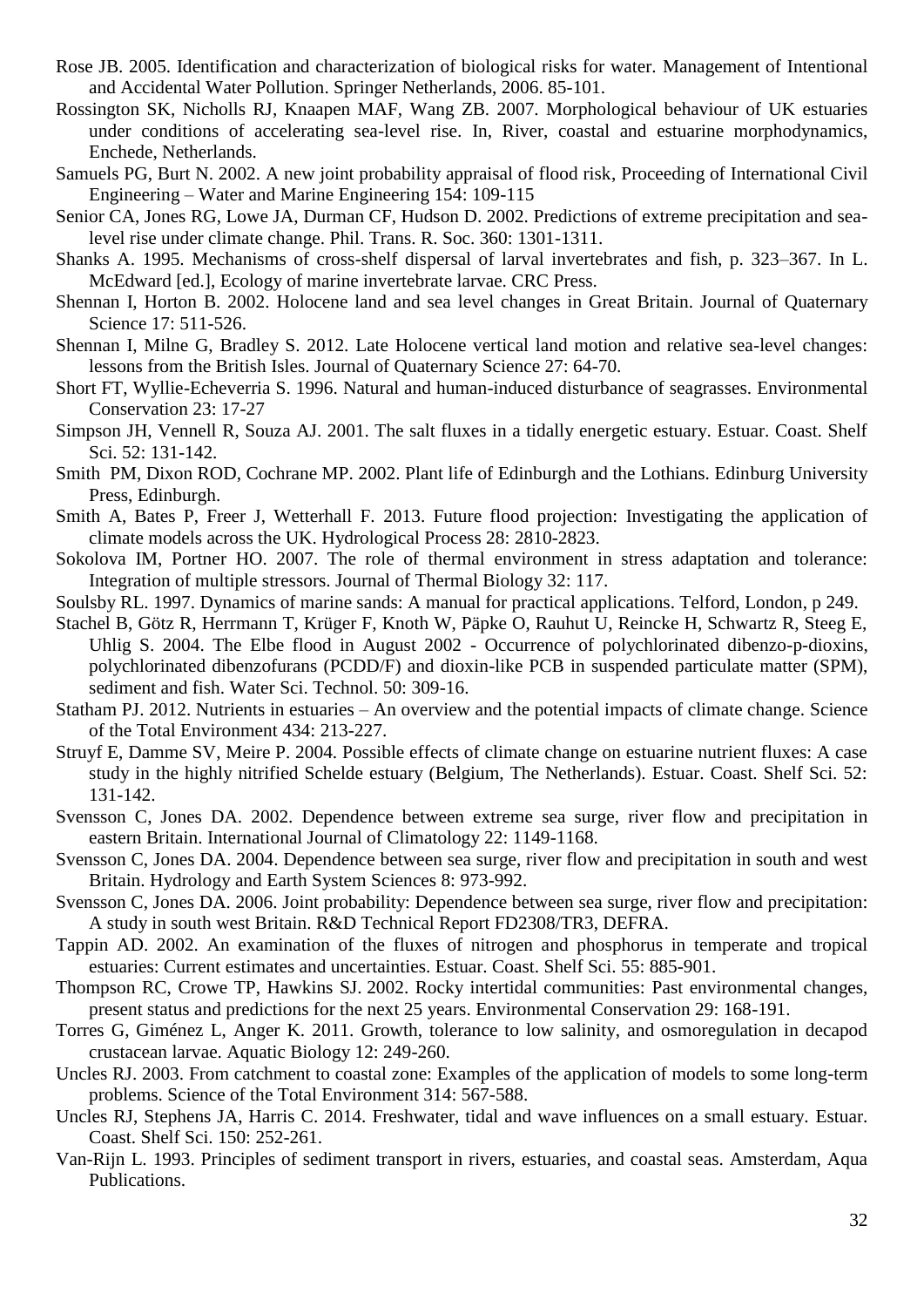Rose JB. 2005. Identification and characterization of biological risks for water. Management of Intentional and Accidental Water Pollution. Springer Netherlands, 2006. 85-101.

Rossington SK, Nicholls RJ, Knaapen MAF, Wang ZB. 2007. Morphological behaviour of UK estuaries under conditions of accelerating sea-level rise. In, River, coastal and estuarine morphodynamics, Enchede, Netherlands.

Samuels PG, Burt N. 2002. A new joint probability appraisal of flood risk, Proceeding of International Civil Engineering – Water and Marine Engineering 154: 109-115

Senior CA, Jones RG, Lowe JA, Durman CF, Hudson D. 2002. Predictions of extreme precipitation and sea-level rise under climate change. Phil. Trans. R. Soc. 360: 1301-1311.

Shanks A. 1995. Mechanisms of cross-shelf dispersal of larval invertebrates and fish, p. 323–367. In L. McEdward [ed.], Ecology of marine invertebrate larvae. CRC Press.

Shennan I, Horton B. 2002. Holocene land and sea level changes in Great Britain. Journal of Quaternary Science 17: 511-526.

Shennan I, Milne G, Bradley S. 2012. Late Holocene vertical land motion and relative sea-level changes: lessons from the British Isles. Journal of Quaternary Science 27: 64-70.

Short FT, Wyllie-Echeverria S. 1996. Natural and human-induced disturbance of seagrasses. Environmental Conservation 23: 17-27

Simpson JH, Vennell R, Souza AJ. 2001. The salt fluxes in a tidally energetic estuary. Estuar. Coast. Shelf Sci. 52: 131-142.

Smith PM, Dixon ROD, Cochrane MP. 2002. Plant life of Edinburgh and the Lothians. Edinburg University Press, Edinburgh.

Smith A, Bates P, Freer J, Wetterhall F. 2013. Future flood projection: Investigating the application of climate models across the UK. Hydrological Process 28: 2810-2823.

Sokolova IM, Portner HO. 2007. The role of thermal environment in stress adaptation and tolerance: Integration of multiple stressors. Journal of Thermal Biology 32: 117.

Soulsby RL. 1997. Dynamics of marine sands: A manual for practical applications. Telford, London, p 249.

Stachel B, Götz R, Herrmann T, Krüger F, Knoth W, Päpke O, Rauhut U, Reincke H, Schwartz R, Steeg E, Uhlig S. 2004. The Elbe flood in August 2002 - Occurrence of polychlorinated dibenzo-p-dioxins, polychlorinated dibenzofurans (PCDD/F) and dioxin-like PCB in suspended particulate matter (SPM), sediment and fish. Water Sci. Technol. 50: 309-16.

Statham PJ. 2012. Nutrients in estuaries – An overview and the potential impacts of climate change. Science of the Total Environment 434: 213-227.

Struyf E, Damme SV, Meire P. 2004. Possible effects of climate change on estuarine nutrient fluxes: A case study in the highly nitrified Schelde estuary (Belgium, The Netherlands). Estuar. Coast. Shelf Sci. 52: 131-142.

Svensson C, Jones DA. 2002. Dependence between extreme sea surge, river flow and precipitation in eastern Britain. International Journal of Climatology 22: 1149-1168.

Svensson C, Jones DA. 2004. Dependence between sea surge, river flow and precipitation in south and west Britain. Hydrology and Earth System Sciences 8: 973-992.

Svensson C, Jones DA. 2006. Joint probability: Dependence between sea surge, river flow and precipitation: A study in south west Britain. R&D Technical Report FD2308/TR3, DEFRA.

Tappin AD. 2002. An examination of the fluxes of nitrogen and phosphorus in temperate and tropical estuaries: Current estimates and uncertainties. Estuar. Coast. Shelf Sci. 55: 885-901.

Thompson RC, Crowe TP, Hawkins SJ. 2002. Rocky intertidal communities: Past environmental changes, present status and predictions for the next 25 years. Environmental Conservation 29: 168-191.

Torres G, Giménez L, Anger K. 2011. Growth, tolerance to low salinity, and osmoregulation in decapod crustacean larvae. Aquatic Biology 12: 249-260.

Uncles RJ. 2003. From catchment to coastal zone: Examples of the application of models to some long-term problems. Science of the Total Environment 314: 567-588.

Uncles RJ, Stephens JA, Harris C. 2014. Freshwater, tidal and wave influences on a small estuary. Estuar. Coast. Shelf Sci. 150: 252-261.

Van-Rijn L. 1993. Principles of sediment transport in rivers, estuaries, and coastal seas. Amsterdam, Aqua Publications.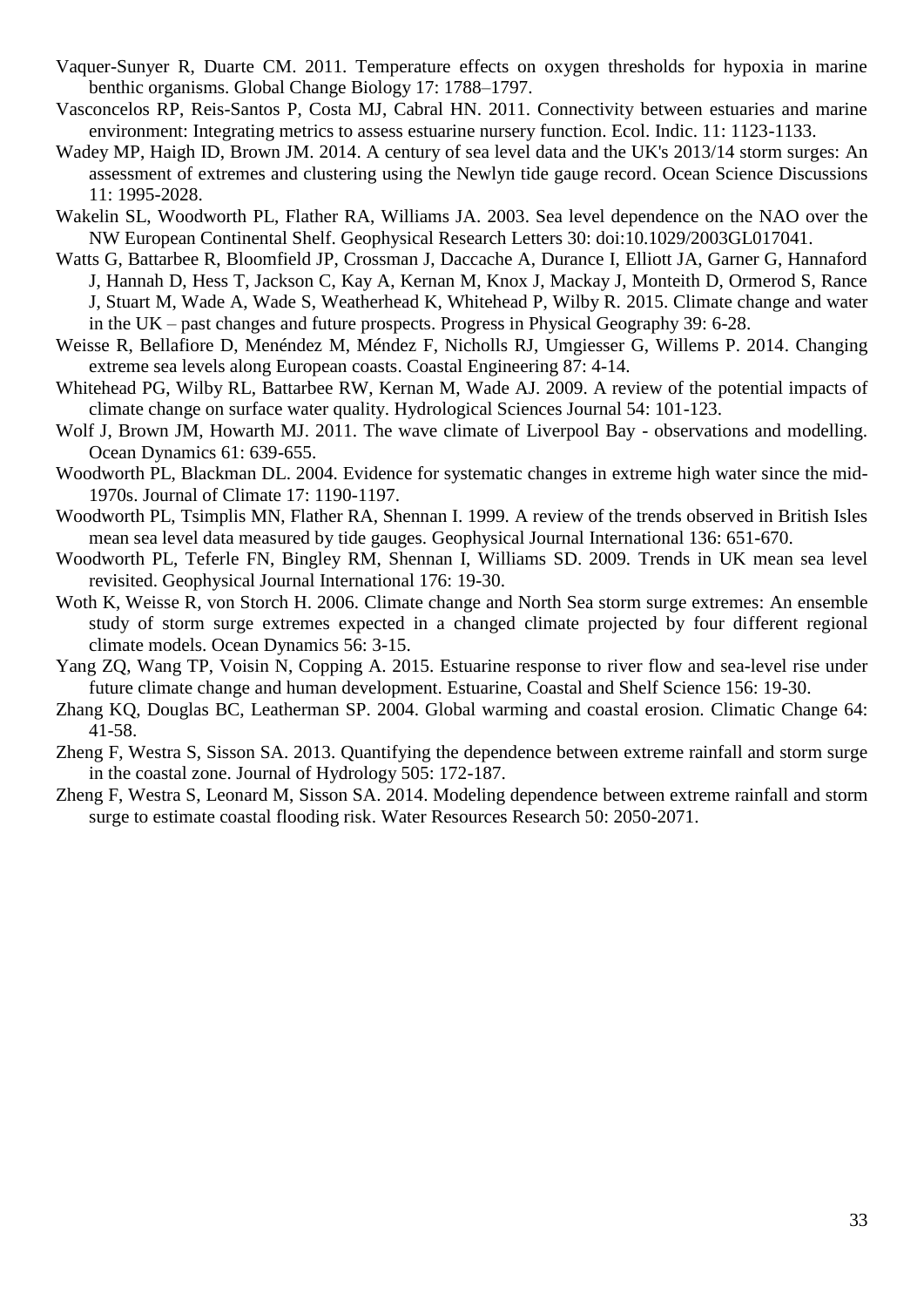Vaquer-Sunyer R, Duarte CM. 2011. Temperature effects on oxygen thresholds for hypoxia in marine benthic organisms. Global Change Biology 17: 1788–1797.

Vasconcelos RP, Reis-Santos P, Costa MJ, Cabral HN. 2011. Connectivity between estuaries and marine environment: Integrating metrics to assess estuarine nursery function. Ecol. Indic. 11: 1123-1133.

Wadey MP, Haigh ID, Brown JM. 2014. A century of sea level data and the UK's 2013/14 storm surges: An assessment of extremes and clustering using the Newlyn tide gauge record. Ocean Science Discussions 11: 1995-2028.

Wakelin SL, Woodworth PL, Flather RA, Williams JA. 2003. Sea level dependence on the NAO over the NW European Continental Shelf. Geophysical Research Letters 30: doi:10.1029/2003GL017041.

Watts G, Battarbee R, Bloomfield JP, Crossman J, Daccache A, Durance I, Elliott JA, Garner G, Hannaford J, Hannah D, Hess T, Jackson C, Kay A, Kernan M, Knox J, Mackay J, Monteith D, Ormerod S, Rance J, Stuart M, Wade A, Wade S, Weatherhead K, Whitehead P, Wilby R. 2015. Climate change and water in the UK – past changes and future prospects. Progress in Physical Geography 39: 6-28.

Weisse R, Bellafiore D, Menéndez M, Méndez F, Nicholls RJ, Umgiesser G, Willems P. 2014. Changing extreme sea levels along European coasts. Coastal Engineering 87: 4-14.

Whitehead PG, Wilby RL, Battarbee RW, Kernan M, Wade AJ. 2009. A review of the potential impacts of climate change on surface water quality. Hydrological Sciences Journal 54: 101-123.

Wolf J, Brown JM, Howarth MJ. 2011. The wave climate of Liverpool Bay - observations and modelling. Ocean Dynamics 61: 639-655.

Woodworth PL, Blackman DL. 2004. Evidence for systematic changes in extreme high water since the mid-1970s. Journal of Climate 17: 1190-1197.

Woodworth PL, Tsimplis MN, Flather RA, Shennan I. 1999. A review of the trends observed in British Isles mean sea level data measured by tide gauges. Geophysical Journal International 136: 651-670.

Woodworth PL, Teferle FN, Bingley RM, Shennan I, Williams SD. 2009. Trends in UK mean sea level revisited. Geophysical Journal International 176: 19-30.

Woth K, Weisse R, von Storch H. 2006. Climate change and North Sea storm surge extremes: An ensemble study of storm surge extremes expected in a changed climate projected by four different regional climate models. Ocean Dynamics 56: 3-15.

Yang ZQ, Wang TP, Voisin N, Copping A. 2015. Estuarine response to river flow and sea-level rise under future climate change and human development. Estuarine, Coastal and Shelf Science 156: 19-30.

Zhang KQ, Douglas BC, Leatherman SP. 2004. Global warming and coastal erosion. Climatic Change 64: 41-58.

Zheng F, Westra S, Sisson SA. 2013. Quantifying the dependence between extreme rainfall and storm surge in the coastal zone. Journal of Hydrology 505: 172-187.

Zheng F, Westra S, Leonard M, Sisson SA. 2014. Modeling dependence between extreme rainfall and storm surge to estimate coastal flooding risk. Water Resources Research 50: 2050-2071.